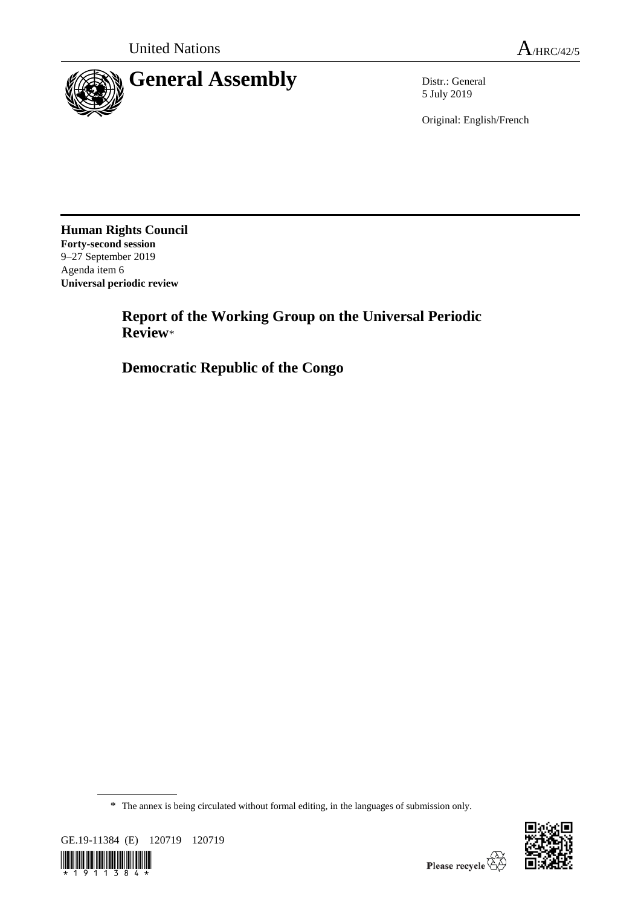United Nations | A/HRC/42/5

# General Assembly

Distr.: General
5 July 2019

Original: English/French

**Human Rights Council**
**Forty-second session**
9–27 September 2019
Agenda item 6
**Universal periodic review**

## Report of the Working Group on the Universal Periodic Review*

## Democratic Republic of the Congo

* The annex is being circulated without formal editing, in the languages of submission only.

GE.19-11384 (E) 120719 120719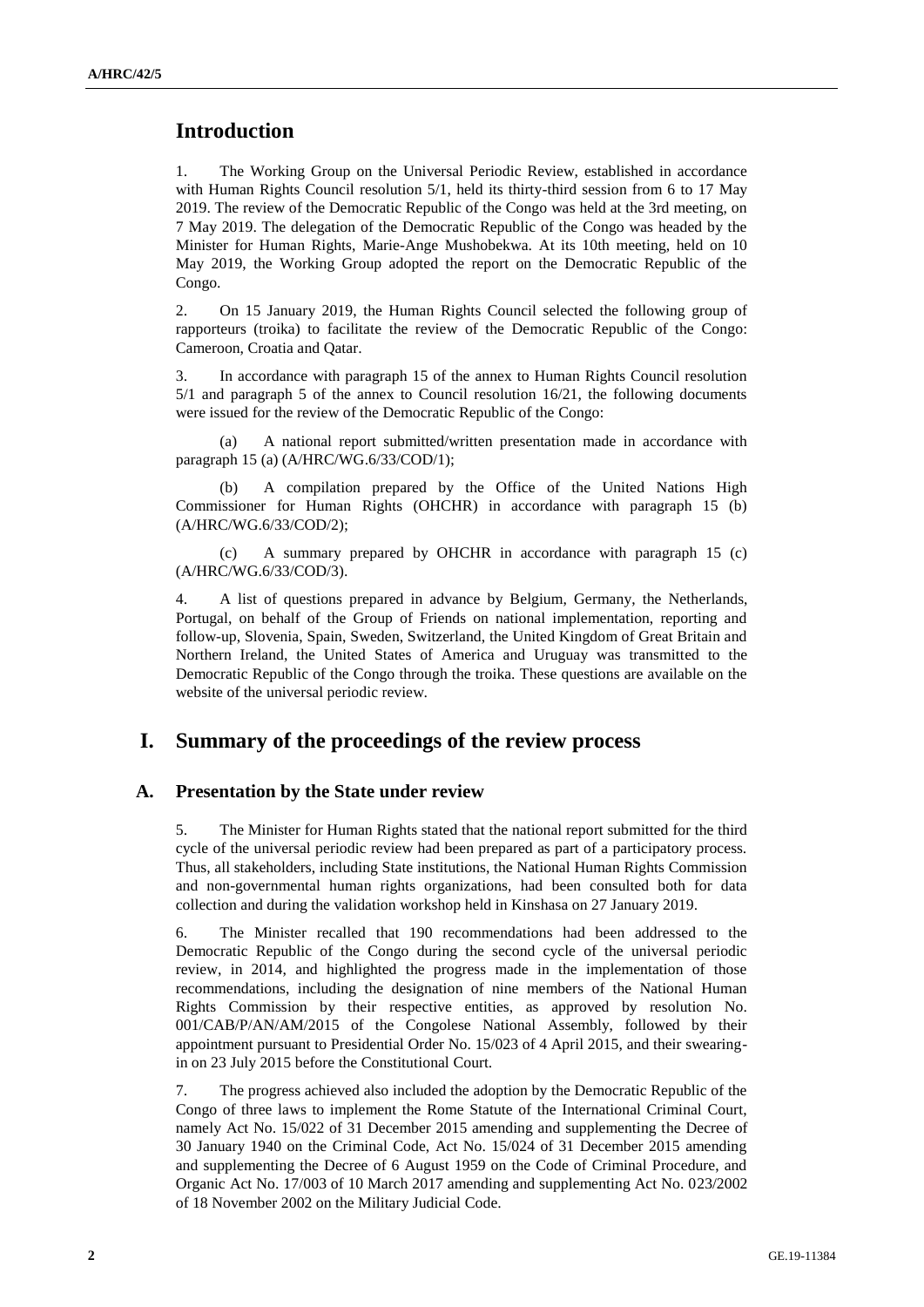# Introduction

1. The Working Group on the Universal Periodic Review, established in accordance with Human Rights Council resolution 5/1, held its thirty-third session from 6 to 17 May 2019. The review of the Democratic Republic of the Congo was held at the 3rd meeting, on 7 May 2019. The delegation of the Democratic Republic of the Congo was headed by the Minister for Human Rights, Marie-Ange Mushobekwa. At its 10th meeting, held on 10 May 2019, the Working Group adopted the report on the Democratic Republic of the Congo.

2. On 15 January 2019, the Human Rights Council selected the following group of rapporteurs (troika) to facilitate the review of the Democratic Republic of the Congo: Cameroon, Croatia and Qatar.

3. In accordance with paragraph 15 of the annex to Human Rights Council resolution 5/1 and paragraph 5 of the annex to Council resolution 16/21, the following documents were issued for the review of the Democratic Republic of the Congo:

(a) A national report submitted/written presentation made in accordance with paragraph 15 (a) (A/HRC/WG.6/33/COD/1);

(b) A compilation prepared by the Office of the United Nations High Commissioner for Human Rights (OHCHR) in accordance with paragraph 15 (b) (A/HRC/WG.6/33/COD/2);

(c) A summary prepared by OHCHR in accordance with paragraph 15 (c) (A/HRC/WG.6/33/COD/3).

4. A list of questions prepared in advance by Belgium, Germany, the Netherlands, Portugal, on behalf of the Group of Friends on national implementation, reporting and follow-up, Slovenia, Spain, Sweden, Switzerland, the United Kingdom of Great Britain and Northern Ireland, the United States of America and Uruguay was transmitted to the Democratic Republic of the Congo through the troika. These questions are available on the website of the universal periodic review.

# I. Summary of the proceedings of the review process

## A. Presentation by the State under review

5. The Minister for Human Rights stated that the national report submitted for the third cycle of the universal periodic review had been prepared as part of a participatory process. Thus, all stakeholders, including State institutions, the National Human Rights Commission and non-governmental human rights organizations, had been consulted both for data collection and during the validation workshop held in Kinshasa on 27 January 2019.

6. The Minister recalled that 190 recommendations had been addressed to the Democratic Republic of the Congo during the second cycle of the universal periodic review, in 2014, and highlighted the progress made in the implementation of those recommendations, including the designation of nine members of the National Human Rights Commission by their respective entities, as approved by resolution No. 001/CAB/P/AN/AM/2015 of the Congolese National Assembly, followed by their appointment pursuant to Presidential Order No. 15/023 of 4 April 2015, and their swearing-in on 23 July 2015 before the Constitutional Court.

7. The progress achieved also included the adoption by the Democratic Republic of the Congo of three laws to implement the Rome Statute of the International Criminal Court, namely Act No. 15/022 of 31 December 2015 amending and supplementing the Decree of 30 January 1940 on the Criminal Code, Act No. 15/024 of 31 December 2015 amending and supplementing the Decree of 6 August 1959 on the Code of Criminal Procedure, and Organic Act No. 17/003 of 10 March 2017 amending and supplementing Act No. 023/2002 of 18 November 2002 on the Military Judicial Code.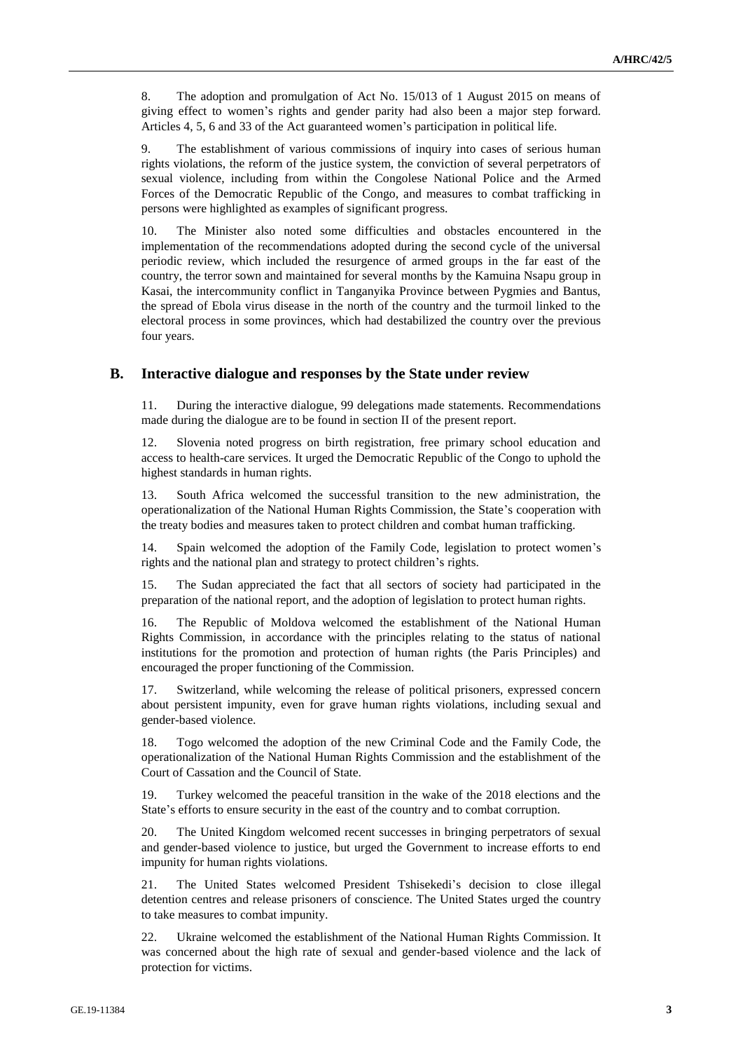8. The adoption and promulgation of Act No. 15/013 of 1 August 2015 on means of giving effect to women's rights and gender parity had also been a major step forward. Articles 4, 5, 6 and 33 of the Act guaranteed women's participation in political life.

9. The establishment of various commissions of inquiry into cases of serious human rights violations, the reform of the justice system, the conviction of several perpetrators of sexual violence, including from within the Congolese National Police and the Armed Forces of the Democratic Republic of the Congo, and measures to combat trafficking in persons were highlighted as examples of significant progress.

10. The Minister also noted some difficulties and obstacles encountered in the implementation of the recommendations adopted during the second cycle of the universal periodic review, which included the resurgence of armed groups in the far east of the country, the terror sown and maintained for several months by the Kamuina Nsapu group in Kasai, the intercommunity conflict in Tanganyika Province between Pygmies and Bantus, the spread of Ebola virus disease in the north of the country and the turmoil linked to the electoral process in some provinces, which had destabilized the country over the previous four years.

## B. Interactive dialogue and responses by the State under review

11. During the interactive dialogue, 99 delegations made statements. Recommendations made during the dialogue are to be found in section II of the present report.

12. Slovenia noted progress on birth registration, free primary school education and access to health-care services. It urged the Democratic Republic of the Congo to uphold the highest standards in human rights.

13. South Africa welcomed the successful transition to the new administration, the operationalization of the National Human Rights Commission, the State's cooperation with the treaty bodies and measures taken to protect children and combat human trafficking.

14. Spain welcomed the adoption of the Family Code, legislation to protect women's rights and the national plan and strategy to protect children's rights.

15. The Sudan appreciated the fact that all sectors of society had participated in the preparation of the national report, and the adoption of legislation to protect human rights.

16. The Republic of Moldova welcomed the establishment of the National Human Rights Commission, in accordance with the principles relating to the status of national institutions for the promotion and protection of human rights (the Paris Principles) and encouraged the proper functioning of the Commission.

17. Switzerland, while welcoming the release of political prisoners, expressed concern about persistent impunity, even for grave human rights violations, including sexual and gender-based violence.

18. Togo welcomed the adoption of the new Criminal Code and the Family Code, the operationalization of the National Human Rights Commission and the establishment of the Court of Cassation and the Council of State.

19. Turkey welcomed the peaceful transition in the wake of the 2018 elections and the State's efforts to ensure security in the east of the country and to combat corruption.

20. The United Kingdom welcomed recent successes in bringing perpetrators of sexual and gender-based violence to justice, but urged the Government to increase efforts to end impunity for human rights violations.

21. The United States welcomed President Tshisekedi's decision to close illegal detention centres and release prisoners of conscience. The United States urged the country to take measures to combat impunity.

22. Ukraine welcomed the establishment of the National Human Rights Commission. It was concerned about the high rate of sexual and gender-based violence and the lack of protection for victims.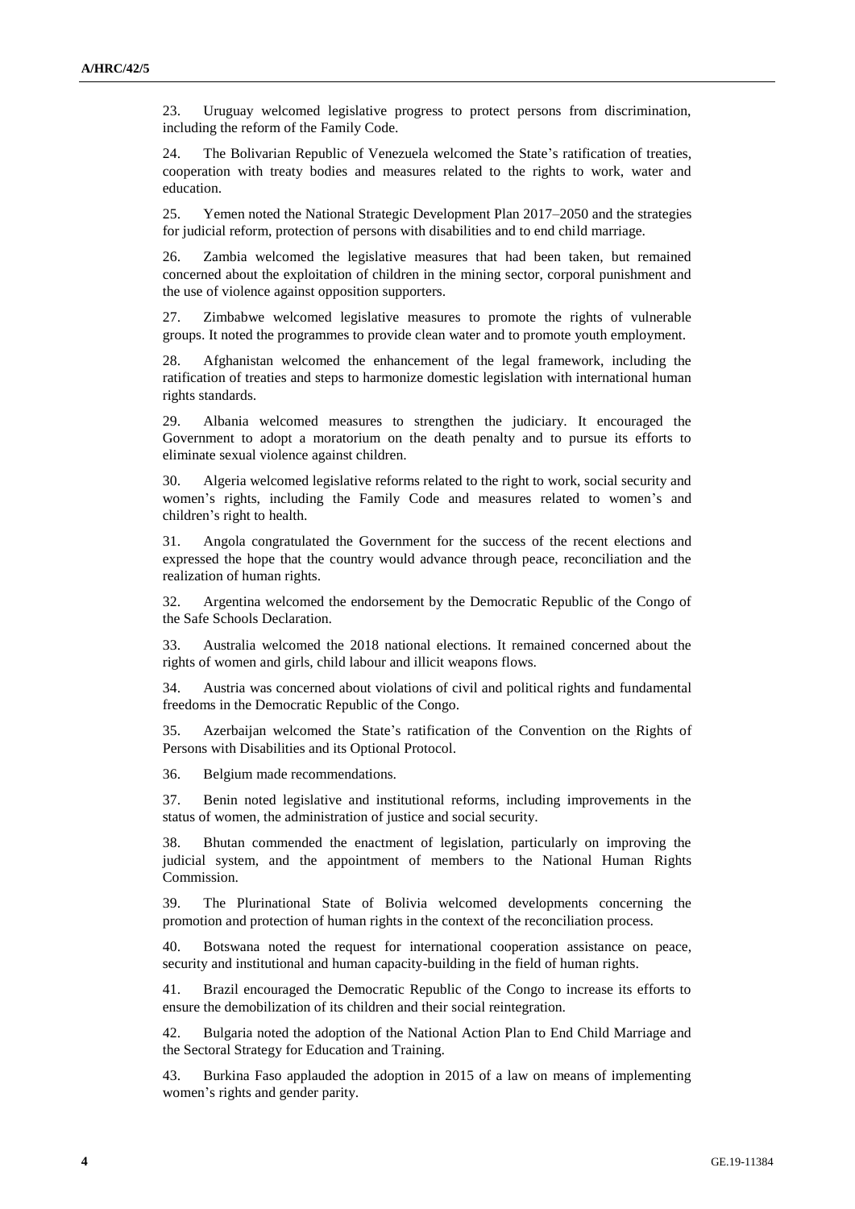23. Uruguay welcomed legislative progress to protect persons from discrimination, including the reform of the Family Code.

24. The Bolivarian Republic of Venezuela welcomed the State's ratification of treaties, cooperation with treaty bodies and measures related to the rights to work, water and education.

25. Yemen noted the National Strategic Development Plan 2017–2050 and the strategies for judicial reform, protection of persons with disabilities and to end child marriage.

26. Zambia welcomed the legislative measures that had been taken, but remained concerned about the exploitation of children in the mining sector, corporal punishment and the use of violence against opposition supporters.

27. Zimbabwe welcomed legislative measures to promote the rights of vulnerable groups. It noted the programmes to provide clean water and to promote youth employment.

28. Afghanistan welcomed the enhancement of the legal framework, including the ratification of treaties and steps to harmonize domestic legislation with international human rights standards.

29. Albania welcomed measures to strengthen the judiciary. It encouraged the Government to adopt a moratorium on the death penalty and to pursue its efforts to eliminate sexual violence against children.

30. Algeria welcomed legislative reforms related to the right to work, social security and women's rights, including the Family Code and measures related to women's and children's right to health.

31. Angola congratulated the Government for the success of the recent elections and expressed the hope that the country would advance through peace, reconciliation and the realization of human rights.

32. Argentina welcomed the endorsement by the Democratic Republic of the Congo of the Safe Schools Declaration.

33. Australia welcomed the 2018 national elections. It remained concerned about the rights of women and girls, child labour and illicit weapons flows.

34. Austria was concerned about violations of civil and political rights and fundamental freedoms in the Democratic Republic of the Congo.

35. Azerbaijan welcomed the State's ratification of the Convention on the Rights of Persons with Disabilities and its Optional Protocol.

36. Belgium made recommendations.

37. Benin noted legislative and institutional reforms, including improvements in the status of women, the administration of justice and social security.

38. Bhutan commended the enactment of legislation, particularly on improving the judicial system, and the appointment of members to the National Human Rights Commission.

39. The Plurinational State of Bolivia welcomed developments concerning the promotion and protection of human rights in the context of the reconciliation process.

40. Botswana noted the request for international cooperation assistance on peace, security and institutional and human capacity-building in the field of human rights.

41. Brazil encouraged the Democratic Republic of the Congo to increase its efforts to ensure the demobilization of its children and their social reintegration.

42. Bulgaria noted the adoption of the National Action Plan to End Child Marriage and the Sectoral Strategy for Education and Training.

43. Burkina Faso applauded the adoption in 2015 of a law on means of implementing women's rights and gender parity.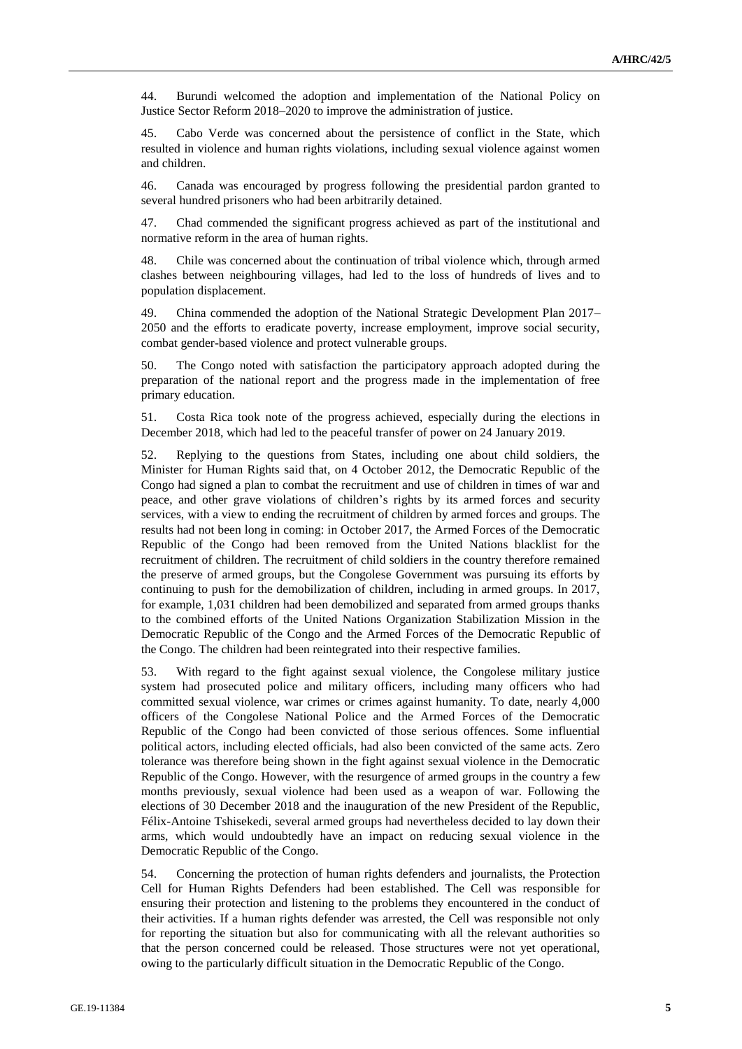44. Burundi welcomed the adoption and implementation of the National Policy on Justice Sector Reform 2018–2020 to improve the administration of justice.

45. Cabo Verde was concerned about the persistence of conflict in the State, which resulted in violence and human rights violations, including sexual violence against women and children.

46. Canada was encouraged by progress following the presidential pardon granted to several hundred prisoners who had been arbitrarily detained.

47. Chad commended the significant progress achieved as part of the institutional and normative reform in the area of human rights.

48. Chile was concerned about the continuation of tribal violence which, through armed clashes between neighbouring villages, had led to the loss of hundreds of lives and to population displacement.

49. China commended the adoption of the National Strategic Development Plan 2017–2050 and the efforts to eradicate poverty, increase employment, improve social security, combat gender-based violence and protect vulnerable groups.

50. The Congo noted with satisfaction the participatory approach adopted during the preparation of the national report and the progress made in the implementation of free primary education.

51. Costa Rica took note of the progress achieved, especially during the elections in December 2018, which had led to the peaceful transfer of power on 24 January 2019.

52. Replying to the questions from States, including one about child soldiers, the Minister for Human Rights said that, on 4 October 2012, the Democratic Republic of the Congo had signed a plan to combat the recruitment and use of children in times of war and peace, and other grave violations of children's rights by its armed forces and security services, with a view to ending the recruitment of children by armed forces and groups. The results had not been long in coming: in October 2017, the Armed Forces of the Democratic Republic of the Congo had been removed from the United Nations blacklist for the recruitment of children. The recruitment of child soldiers in the country therefore remained the preserve of armed groups, but the Congolese Government was pursuing its efforts by continuing to push for the demobilization of children, including in armed groups. In 2017, for example, 1,031 children had been demobilized and separated from armed groups thanks to the combined efforts of the United Nations Organization Stabilization Mission in the Democratic Republic of the Congo and the Armed Forces of the Democratic Republic of the Congo. The children had been reintegrated into their respective families.

53. With regard to the fight against sexual violence, the Congolese military justice system had prosecuted police and military officers, including many officers who had committed sexual violence, war crimes or crimes against humanity. To date, nearly 4,000 officers of the Congolese National Police and the Armed Forces of the Democratic Republic of the Congo had been convicted of those serious offences. Some influential political actors, including elected officials, had also been convicted of the same acts. Zero tolerance was therefore being shown in the fight against sexual violence in the Democratic Republic of the Congo. However, with the resurgence of armed groups in the country a few months previously, sexual violence had been used as a weapon of war. Following the elections of 30 December 2018 and the inauguration of the new President of the Republic, Félix-Antoine Tshisekedi, several armed groups had nevertheless decided to lay down their arms, which would undoubtedly have an impact on reducing sexual violence in the Democratic Republic of the Congo.

54. Concerning the protection of human rights defenders and journalists, the Protection Cell for Human Rights Defenders had been established. The Cell was responsible for ensuring their protection and listening to the problems they encountered in the conduct of their activities. If a human rights defender was arrested, the Cell was responsible not only for reporting the situation but also for communicating with all the relevant authorities so that the person concerned could be released. Those structures were not yet operational, owing to the particularly difficult situation in the Democratic Republic of the Congo.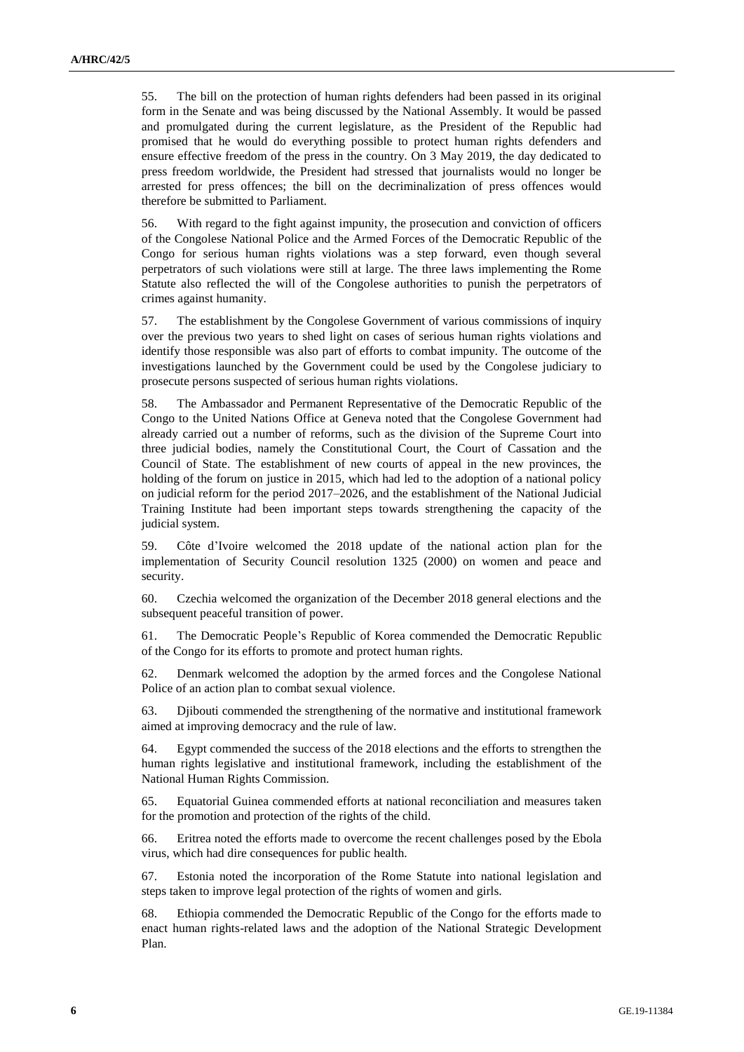55. The bill on the protection of human rights defenders had been passed in its original form in the Senate and was being discussed by the National Assembly. It would be passed and promulgated during the current legislature, as the President of the Republic had promised that he would do everything possible to protect human rights defenders and ensure effective freedom of the press in the country. On 3 May 2019, the day dedicated to press freedom worldwide, the President had stressed that journalists would no longer be arrested for press offences; the bill on the decriminalization of press offences would therefore be submitted to Parliament.

56. With regard to the fight against impunity, the prosecution and conviction of officers of the Congolese National Police and the Armed Forces of the Democratic Republic of the Congo for serious human rights violations was a step forward, even though several perpetrators of such violations were still at large. The three laws implementing the Rome Statute also reflected the will of the Congolese authorities to punish the perpetrators of crimes against humanity.

57. The establishment by the Congolese Government of various commissions of inquiry over the previous two years to shed light on cases of serious human rights violations and identify those responsible was also part of efforts to combat impunity. The outcome of the investigations launched by the Government could be used by the Congolese judiciary to prosecute persons suspected of serious human rights violations.

58. The Ambassador and Permanent Representative of the Democratic Republic of the Congo to the United Nations Office at Geneva noted that the Congolese Government had already carried out a number of reforms, such as the division of the Supreme Court into three judicial bodies, namely the Constitutional Court, the Court of Cassation and the Council of State. The establishment of new courts of appeal in the new provinces, the holding of the forum on justice in 2015, which had led to the adoption of a national policy on judicial reform for the period 2017–2026, and the establishment of the National Judicial Training Institute had been important steps towards strengthening the capacity of the judicial system.

59. Côte d'Ivoire welcomed the 2018 update of the national action plan for the implementation of Security Council resolution 1325 (2000) on women and peace and security.

60. Czechia welcomed the organization of the December 2018 general elections and the subsequent peaceful transition of power.

61. The Democratic People's Republic of Korea commended the Democratic Republic of the Congo for its efforts to promote and protect human rights.

62. Denmark welcomed the adoption by the armed forces and the Congolese National Police of an action plan to combat sexual violence.

63. Djibouti commended the strengthening of the normative and institutional framework aimed at improving democracy and the rule of law.

64. Egypt commended the success of the 2018 elections and the efforts to strengthen the human rights legislative and institutional framework, including the establishment of the National Human Rights Commission.

65. Equatorial Guinea commended efforts at national reconciliation and measures taken for the promotion and protection of the rights of the child.

66. Eritrea noted the efforts made to overcome the recent challenges posed by the Ebola virus, which had dire consequences for public health.

67. Estonia noted the incorporation of the Rome Statute into national legislation and steps taken to improve legal protection of the rights of women and girls.

68. Ethiopia commended the Democratic Republic of the Congo for the efforts made to enact human rights-related laws and the adoption of the National Strategic Development Plan.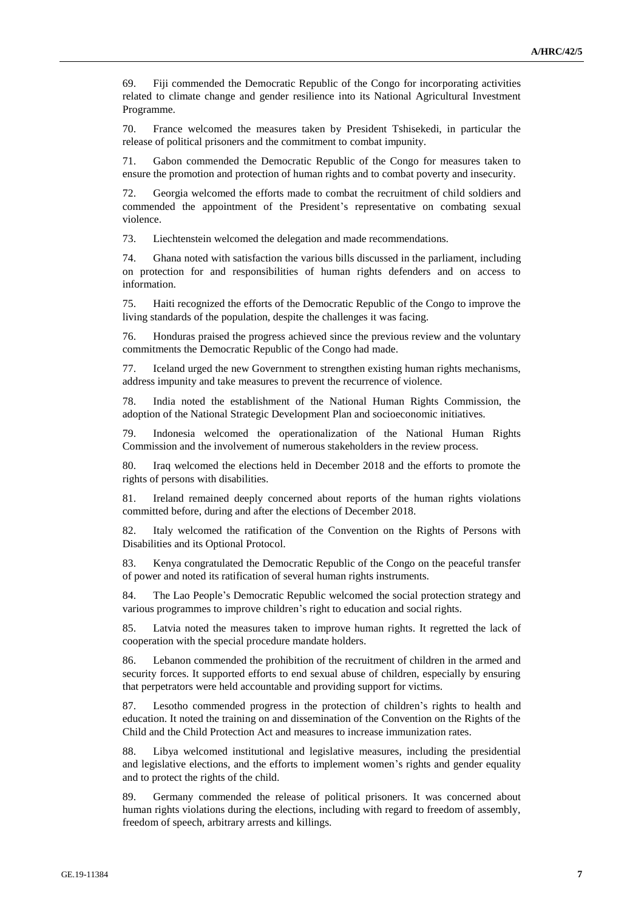69. Fiji commended the Democratic Republic of the Congo for incorporating activities related to climate change and gender resilience into its National Agricultural Investment Programme.

70. France welcomed the measures taken by President Tshisekedi, in particular the release of political prisoners and the commitment to combat impunity.

71. Gabon commended the Democratic Republic of the Congo for measures taken to ensure the promotion and protection of human rights and to combat poverty and insecurity.

72. Georgia welcomed the efforts made to combat the recruitment of child soldiers and commended the appointment of the President's representative on combating sexual violence.

73. Liechtenstein welcomed the delegation and made recommendations.

74. Ghana noted with satisfaction the various bills discussed in the parliament, including on protection for and responsibilities of human rights defenders and on access to information.

75. Haiti recognized the efforts of the Democratic Republic of the Congo to improve the living standards of the population, despite the challenges it was facing.

76. Honduras praised the progress achieved since the previous review and the voluntary commitments the Democratic Republic of the Congo had made.

77. Iceland urged the new Government to strengthen existing human rights mechanisms, address impunity and take measures to prevent the recurrence of violence.

78. India noted the establishment of the National Human Rights Commission, the adoption of the National Strategic Development Plan and socioeconomic initiatives.

79. Indonesia welcomed the operationalization of the National Human Rights Commission and the involvement of numerous stakeholders in the review process.

80. Iraq welcomed the elections held in December 2018 and the efforts to promote the rights of persons with disabilities.

81. Ireland remained deeply concerned about reports of the human rights violations committed before, during and after the elections of December 2018.

82. Italy welcomed the ratification of the Convention on the Rights of Persons with Disabilities and its Optional Protocol.

83. Kenya congratulated the Democratic Republic of the Congo on the peaceful transfer of power and noted its ratification of several human rights instruments.

84. The Lao People's Democratic Republic welcomed the social protection strategy and various programmes to improve children's right to education and social rights.

85. Latvia noted the measures taken to improve human rights. It regretted the lack of cooperation with the special procedure mandate holders.

86. Lebanon commended the prohibition of the recruitment of children in the armed and security forces. It supported efforts to end sexual abuse of children, especially by ensuring that perpetrators were held accountable and providing support for victims.

87. Lesotho commended progress in the protection of children's rights to health and education. It noted the training on and dissemination of the Convention on the Rights of the Child and the Child Protection Act and measures to increase immunization rates.

88. Libya welcomed institutional and legislative measures, including the presidential and legislative elections, and the efforts to implement women's rights and gender equality and to protect the rights of the child.

89. Germany commended the release of political prisoners. It was concerned about human rights violations during the elections, including with regard to freedom of assembly, freedom of speech, arbitrary arrests and killings.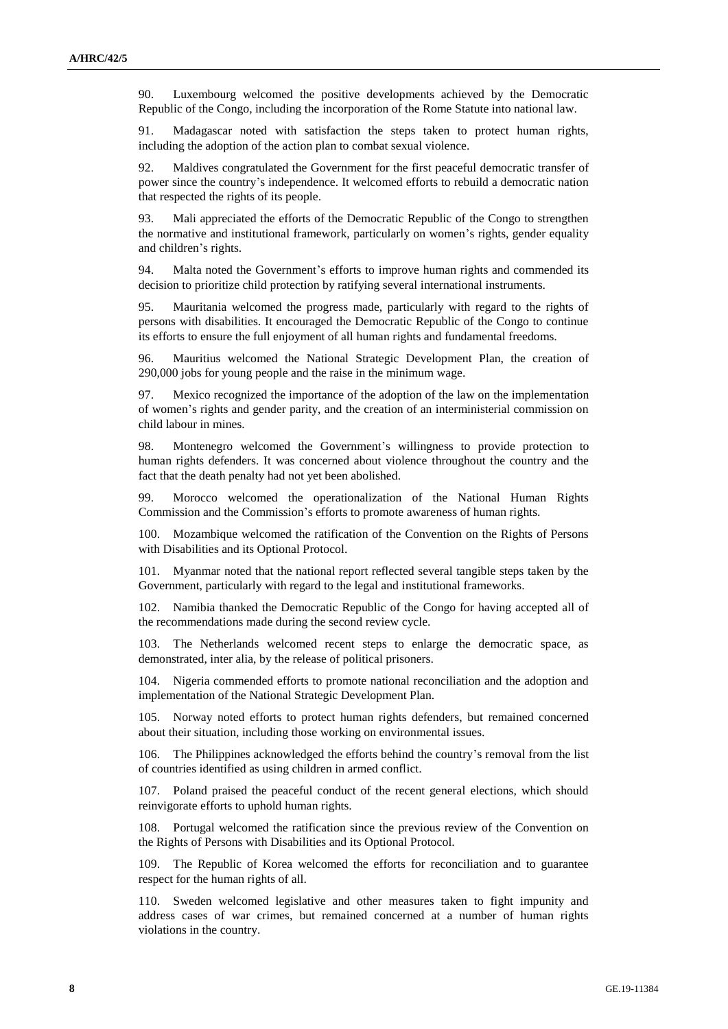90. Luxembourg welcomed the positive developments achieved by the Democratic Republic of the Congo, including the incorporation of the Rome Statute into national law.

91. Madagascar noted with satisfaction the steps taken to protect human rights, including the adoption of the action plan to combat sexual violence.

92. Maldives congratulated the Government for the first peaceful democratic transfer of power since the country's independence. It welcomed efforts to rebuild a democratic nation that respected the rights of its people.

93. Mali appreciated the efforts of the Democratic Republic of the Congo to strengthen the normative and institutional framework, particularly on women's rights, gender equality and children's rights.

94. Malta noted the Government's efforts to improve human rights and commended its decision to prioritize child protection by ratifying several international instruments.

95. Mauritania welcomed the progress made, particularly with regard to the rights of persons with disabilities. It encouraged the Democratic Republic of the Congo to continue its efforts to ensure the full enjoyment of all human rights and fundamental freedoms.

96. Mauritius welcomed the National Strategic Development Plan, the creation of 290,000 jobs for young people and the raise in the minimum wage.

97. Mexico recognized the importance of the adoption of the law on the implementation of women's rights and gender parity, and the creation of an interministerial commission on child labour in mines.

98. Montenegro welcomed the Government's willingness to provide protection to human rights defenders. It was concerned about violence throughout the country and the fact that the death penalty had not yet been abolished.

99. Morocco welcomed the operationalization of the National Human Rights Commission and the Commission's efforts to promote awareness of human rights.

100. Mozambique welcomed the ratification of the Convention on the Rights of Persons with Disabilities and its Optional Protocol.

101. Myanmar noted that the national report reflected several tangible steps taken by the Government, particularly with regard to the legal and institutional frameworks.

102. Namibia thanked the Democratic Republic of the Congo for having accepted all of the recommendations made during the second review cycle.

103. The Netherlands welcomed recent steps to enlarge the democratic space, as demonstrated, inter alia, by the release of political prisoners.

104. Nigeria commended efforts to promote national reconciliation and the adoption and implementation of the National Strategic Development Plan.

105. Norway noted efforts to protect human rights defenders, but remained concerned about their situation, including those working on environmental issues.

106. The Philippines acknowledged the efforts behind the country's removal from the list of countries identified as using children in armed conflict.

107. Poland praised the peaceful conduct of the recent general elections, which should reinvigorate efforts to uphold human rights.

108. Portugal welcomed the ratification since the previous review of the Convention on the Rights of Persons with Disabilities and its Optional Protocol.

109. The Republic of Korea welcomed the efforts for reconciliation and to guarantee respect for the human rights of all.

110. Sweden welcomed legislative and other measures taken to fight impunity and address cases of war crimes, but remained concerned at a number of human rights violations in the country.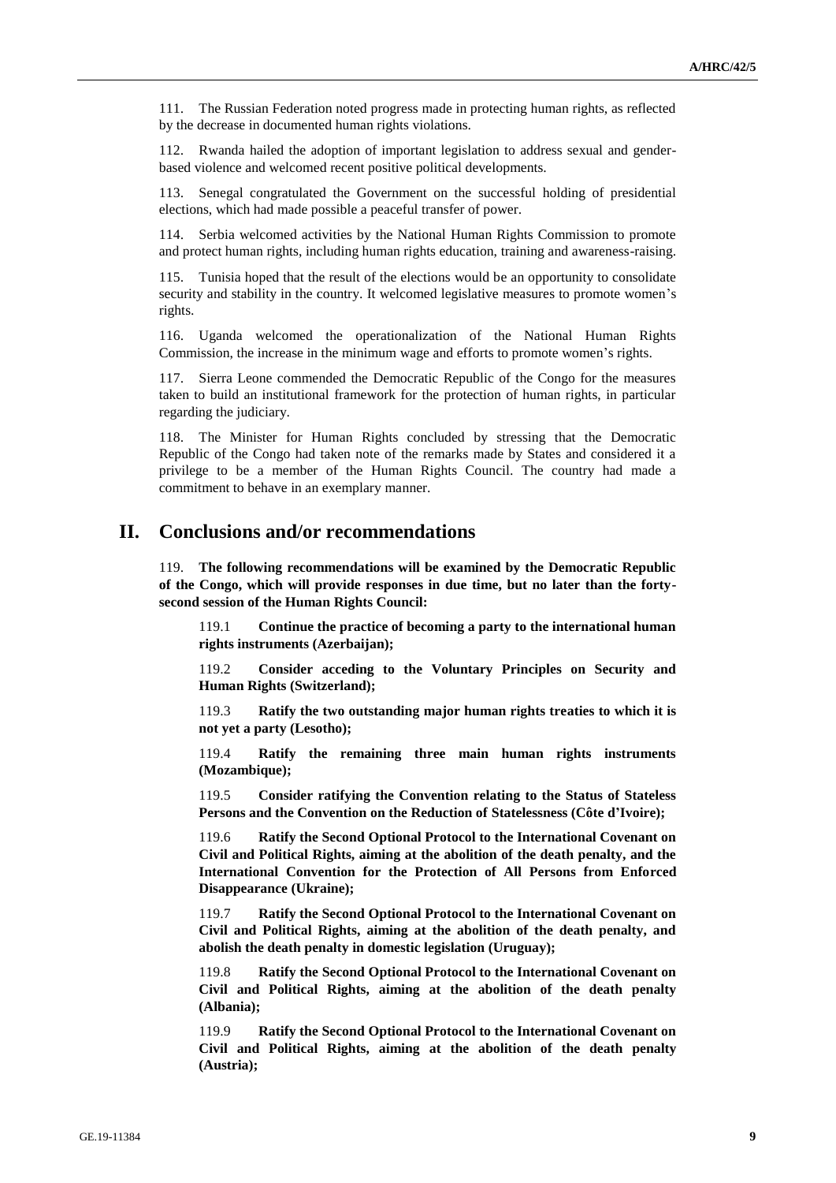111. The Russian Federation noted progress made in protecting human rights, as reflected by the decrease in documented human rights violations.

112. Rwanda hailed the adoption of important legislation to address sexual and gender-based violence and welcomed recent positive political developments.

113. Senegal congratulated the Government on the successful holding of presidential elections, which had made possible a peaceful transfer of power.

114. Serbia welcomed activities by the National Human Rights Commission to promote and protect human rights, including human rights education, training and awareness-raising.

115. Tunisia hoped that the result of the elections would be an opportunity to consolidate security and stability in the country. It welcomed legislative measures to promote women's rights.

116. Uganda welcomed the operationalization of the National Human Rights Commission, the increase in the minimum wage and efforts to promote women's rights.

117. Sierra Leone commended the Democratic Republic of the Congo for the measures taken to build an institutional framework for the protection of human rights, in particular regarding the judiciary.

118. The Minister for Human Rights concluded by stressing that the Democratic Republic of the Congo had taken note of the remarks made by States and considered it a privilege to be a member of the Human Rights Council. The country had made a commitment to behave in an exemplary manner.

## II. Conclusions and/or recommendations

119. **The following recommendations will be examined by the Democratic Republic of the Congo, which will provide responses in due time, but no later than the forty-second session of the Human Rights Council:**

> 119.1 **Continue the practice of becoming a party to the international human rights instruments (Azerbaijan);**
>
> 119.2 **Consider acceding to the Voluntary Principles on Security and Human Rights (Switzerland);**
>
> 119.3 **Ratify the two outstanding major human rights treaties to which it is not yet a party (Lesotho);**
>
> 119.4 **Ratify the remaining three main human rights instruments (Mozambique);**
>
> 119.5 **Consider ratifying the Convention relating to the Status of Stateless Persons and the Convention on the Reduction of Statelessness (Côte d'Ivoire);**
>
> 119.6 **Ratify the Second Optional Protocol to the International Covenant on Civil and Political Rights, aiming at the abolition of the death penalty, and the International Convention for the Protection of All Persons from Enforced Disappearance (Ukraine);**
>
> 119.7 **Ratify the Second Optional Protocol to the International Covenant on Civil and Political Rights, aiming at the abolition of the death penalty, and abolish the death penalty in domestic legislation (Uruguay);**
>
> 119.8 **Ratify the Second Optional Protocol to the International Covenant on Civil and Political Rights, aiming at the abolition of the death penalty (Albania);**
>
> 119.9 **Ratify the Second Optional Protocol to the International Covenant on Civil and Political Rights, aiming at the abolition of the death penalty (Austria);**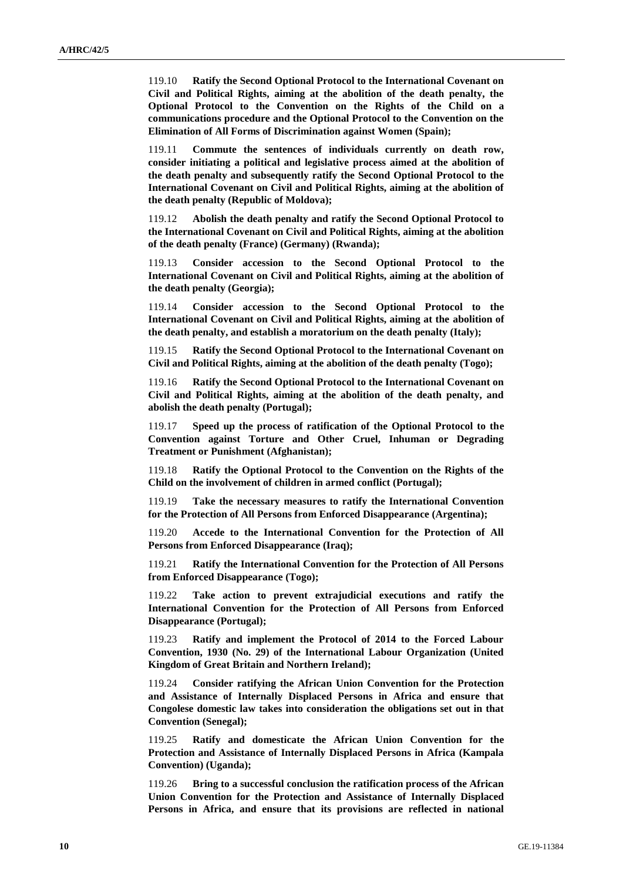119.10 **Ratify the Second Optional Protocol to the International Covenant on Civil and Political Rights, aiming at the abolition of the death penalty, the Optional Protocol to the Convention on the Rights of the Child on a communications procedure and the Optional Protocol to the Convention on the Elimination of All Forms of Discrimination against Women (Spain);**

119.11 **Commute the sentences of individuals currently on death row, consider initiating a political and legislative process aimed at the abolition of the death penalty and subsequently ratify the Second Optional Protocol to the International Covenant on Civil and Political Rights, aiming at the abolition of the death penalty (Republic of Moldova);**

119.12 **Abolish the death penalty and ratify the Second Optional Protocol to the International Covenant on Civil and Political Rights, aiming at the abolition of the death penalty (France) (Germany) (Rwanda);**

119.13 **Consider accession to the Second Optional Protocol to the International Covenant on Civil and Political Rights, aiming at the abolition of the death penalty (Georgia);**

119.14 **Consider accession to the Second Optional Protocol to the International Covenant on Civil and Political Rights, aiming at the abolition of the death penalty, and establish a moratorium on the death penalty (Italy);**

119.15 **Ratify the Second Optional Protocol to the International Covenant on Civil and Political Rights, aiming at the abolition of the death penalty (Togo);**

119.16 **Ratify the Second Optional Protocol to the International Covenant on Civil and Political Rights, aiming at the abolition of the death penalty, and abolish the death penalty (Portugal);**

119.17 **Speed up the process of ratification of the Optional Protocol to the Convention against Torture and Other Cruel, Inhuman or Degrading Treatment or Punishment (Afghanistan);**

119.18 **Ratify the Optional Protocol to the Convention on the Rights of the Child on the involvement of children in armed conflict (Portugal);**

119.19 **Take the necessary measures to ratify the International Convention for the Protection of All Persons from Enforced Disappearance (Argentina);**

119.20 **Accede to the International Convention for the Protection of All Persons from Enforced Disappearance (Iraq);**

119.21 **Ratify the International Convention for the Protection of All Persons from Enforced Disappearance (Togo);**

119.22 **Take action to prevent extrajudicial executions and ratify the International Convention for the Protection of All Persons from Enforced Disappearance (Portugal);**

119.23 **Ratify and implement the Protocol of 2014 to the Forced Labour Convention, 1930 (No. 29) of the International Labour Organization (United Kingdom of Great Britain and Northern Ireland);**

119.24 **Consider ratifying the African Union Convention for the Protection and Assistance of Internally Displaced Persons in Africa and ensure that Congolese domestic law takes into consideration the obligations set out in that Convention (Senegal);**

119.25 **Ratify and domesticate the African Union Convention for the Protection and Assistance of Internally Displaced Persons in Africa (Kampala Convention) (Uganda);**

119.26 **Bring to a successful conclusion the ratification process of the African Union Convention for the Protection and Assistance of Internally Displaced Persons in Africa, and ensure that its provisions are reflected in national**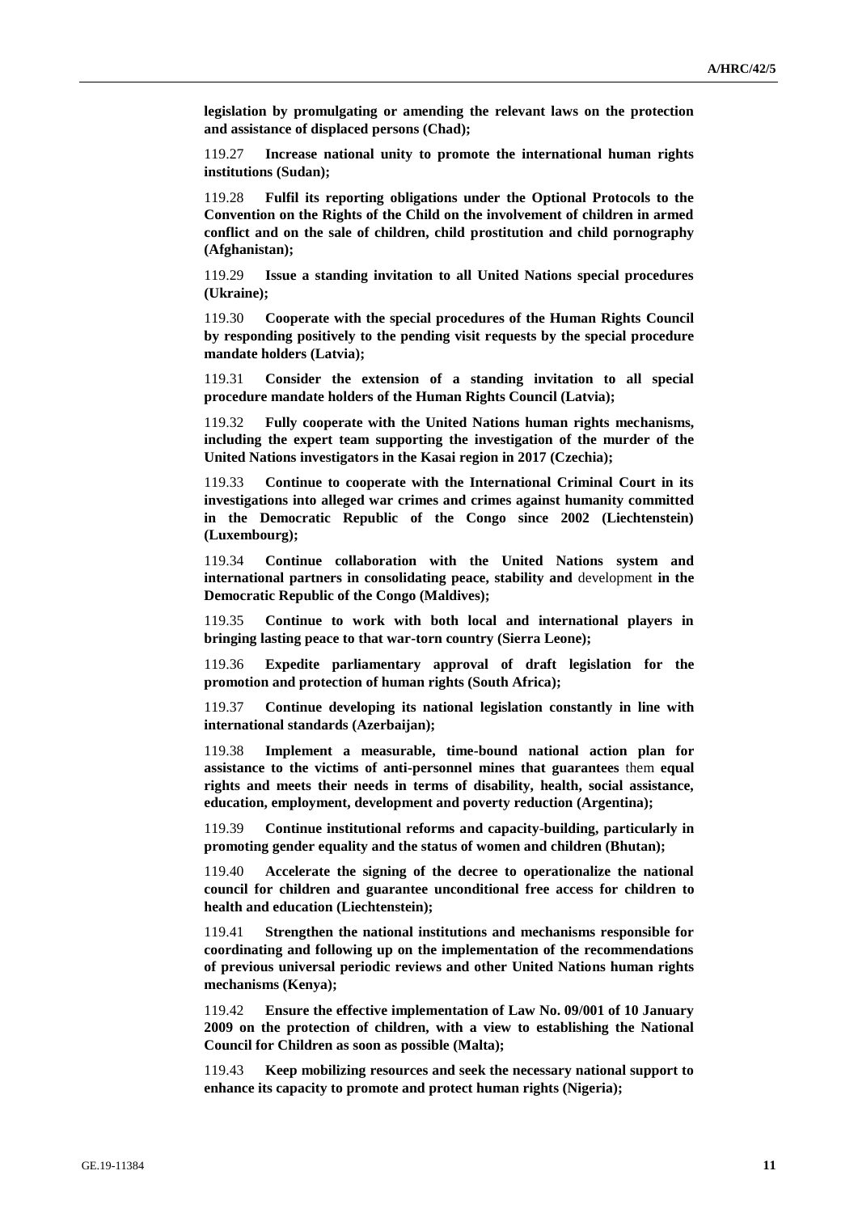**legislation by promulgating or amending the relevant laws on the protection and assistance of displaced persons (Chad);**

119.27 **Increase national unity to promote the international human rights institutions (Sudan);**

119.28 **Fulfil its reporting obligations under the Optional Protocols to the Convention on the Rights of the Child on the involvement of children in armed conflict and on the sale of children, child prostitution and child pornography (Afghanistan);**

119.29 **Issue a standing invitation to all United Nations special procedures (Ukraine);**

119.30 **Cooperate with the special procedures of the Human Rights Council by responding positively to the pending visit requests by the special procedure mandate holders (Latvia);**

119.31 **Consider the extension of a standing invitation to all special procedure mandate holders of the Human Rights Council (Latvia);**

119.32 **Fully cooperate with the United Nations human rights mechanisms, including the expert team supporting the investigation of the murder of the United Nations investigators in the Kasai region in 2017 (Czechia);**

119.33 **Continue to cooperate with the International Criminal Court in its investigations into alleged war crimes and crimes against humanity committed in the Democratic Republic of the Congo since 2002 (Liechtenstein) (Luxembourg);**

119.34 **Continue collaboration with the United Nations system and international partners in consolidating peace, stability and** development **in the Democratic Republic of the Congo (Maldives);**

119.35 **Continue to work with both local and international players in bringing lasting peace to that war-torn country (Sierra Leone);**

119.36 **Expedite parliamentary approval of draft legislation for the promotion and protection of human rights (South Africa);**

119.37 **Continue developing its national legislation constantly in line with international standards (Azerbaijan);**

119.38 **Implement a measurable, time-bound national action plan for assistance to the victims of anti-personnel mines that guarantees** them **equal rights and meets their needs in terms of disability, health, social assistance, education, employment, development and poverty reduction (Argentina);**

119.39 **Continue institutional reforms and capacity-building, particularly in promoting gender equality and the status of women and children (Bhutan);**

119.40 **Accelerate the signing of the decree to operationalize the national council for children and guarantee unconditional free access for children to health and education (Liechtenstein);**

119.41 **Strengthen the national institutions and mechanisms responsible for coordinating and following up on the implementation of the recommendations of previous universal periodic reviews and other United Nations human rights mechanisms (Kenya);**

119.42 **Ensure the effective implementation of Law No. 09/001 of 10 January 2009 on the protection of children, with a view to establishing the National Council for Children as soon as possible (Malta);**

119.43 **Keep mobilizing resources and seek the necessary national support to enhance its capacity to promote and protect human rights (Nigeria);**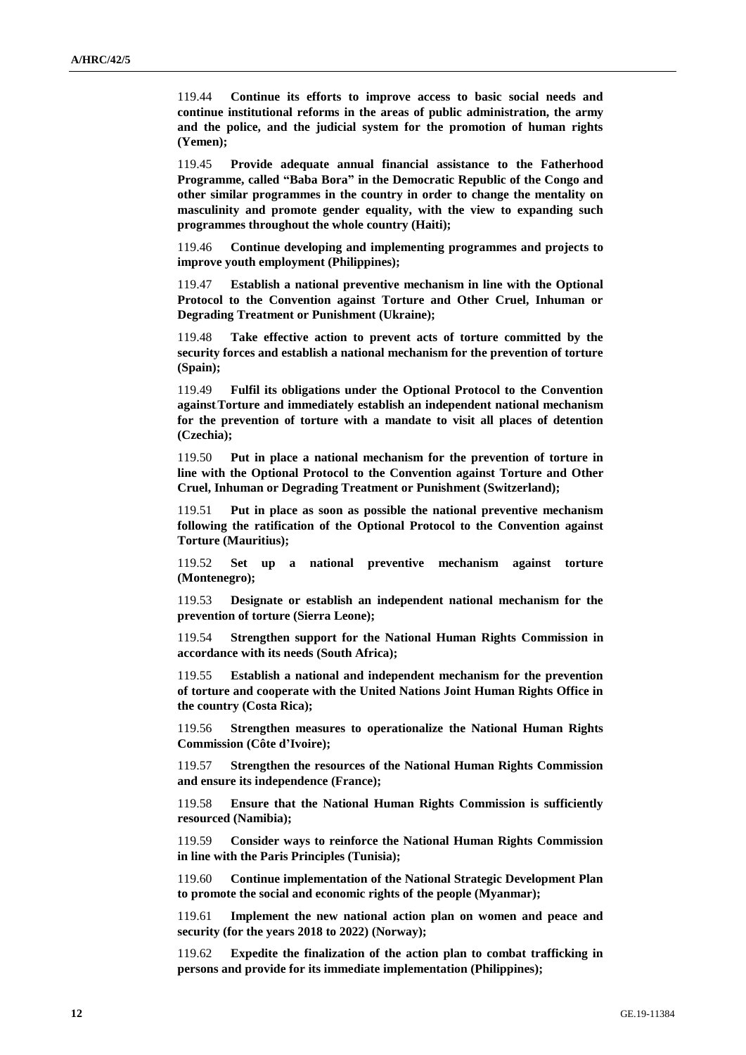119.44 **Continue its efforts to improve access to basic social needs and continue institutional reforms in the areas of public administration, the army and the police, and the judicial system for the promotion of human rights (Yemen);**

119.45 **Provide adequate annual financial assistance to the Fatherhood Programme, called "Baba Bora" in the Democratic Republic of the Congo and other similar programmes in the country in order to change the mentality on masculinity and promote gender equality, with the view to expanding such programmes throughout the whole country (Haiti);**

119.46 **Continue developing and implementing programmes and projects to improve youth employment (Philippines);**

119.47 **Establish a national preventive mechanism in line with the Optional Protocol to the Convention against Torture and Other Cruel, Inhuman or Degrading Treatment or Punishment (Ukraine);**

119.48 **Take effective action to prevent acts of torture committed by the security forces and establish a national mechanism for the prevention of torture (Spain);**

119.49 **Fulfil its obligations under the Optional Protocol to the Convention against Torture and immediately establish an independent national mechanism for the prevention of torture with a mandate to visit all places of detention (Czechia);**

119.50 **Put in place a national mechanism for the prevention of torture in line with the Optional Protocol to the Convention against Torture and Other Cruel, Inhuman or Degrading Treatment or Punishment (Switzerland);**

119.51 **Put in place as soon as possible the national preventive mechanism following the ratification of the Optional Protocol to the Convention against Torture (Mauritius);**

119.52 **Set up a national preventive mechanism against torture (Montenegro);**

119.53 **Designate or establish an independent national mechanism for the prevention of torture (Sierra Leone);**

119.54 **Strengthen support for the National Human Rights Commission in accordance with its needs (South Africa);**

119.55 **Establish a national and independent mechanism for the prevention of torture and cooperate with the United Nations Joint Human Rights Office in the country (Costa Rica);**

119.56 **Strengthen measures to operationalize the National Human Rights Commission (Côte d'Ivoire);**

119.57 **Strengthen the resources of the National Human Rights Commission and ensure its independence (France);**

119.58 **Ensure that the National Human Rights Commission is sufficiently resourced (Namibia);**

119.59 **Consider ways to reinforce the National Human Rights Commission in line with the Paris Principles (Tunisia);**

119.60 **Continue implementation of the National Strategic Development Plan to promote the social and economic rights of the people (Myanmar);**

119.61 **Implement the new national action plan on women and peace and security (for the years 2018 to 2022) (Norway);**

119.62 **Expedite the finalization of the action plan to combat trafficking in persons and provide for its immediate implementation (Philippines);**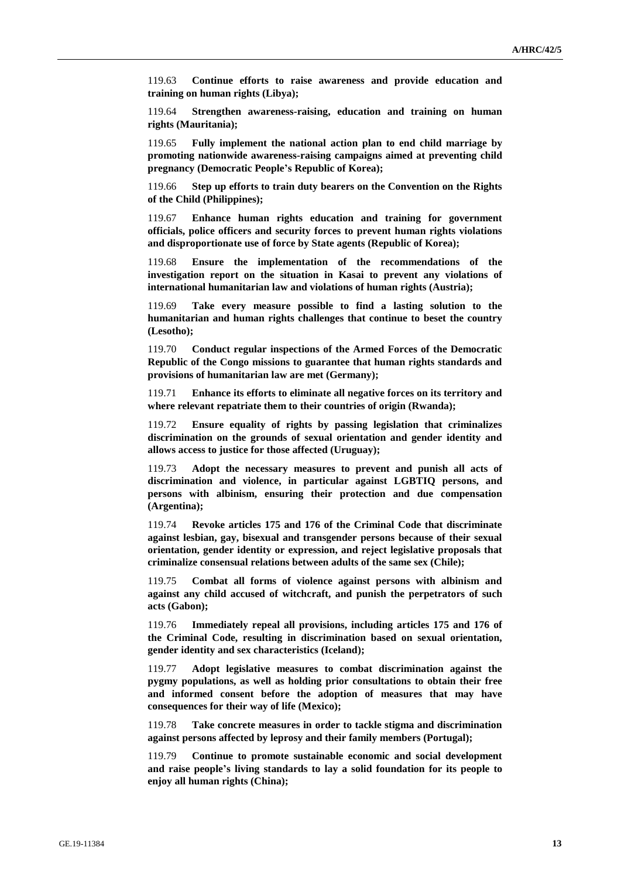119.63 **Continue efforts to raise awareness and provide education and training on human rights (Libya);**

119.64 **Strengthen awareness-raising, education and training on human rights (Mauritania);**

119.65 **Fully implement the national action plan to end child marriage by promoting nationwide awareness-raising campaigns aimed at preventing child pregnancy (Democratic People's Republic of Korea);**

119.66 **Step up efforts to train duty bearers on the Convention on the Rights of the Child (Philippines);**

119.67 **Enhance human rights education and training for government officials, police officers and security forces to prevent human rights violations and disproportionate use of force by State agents (Republic of Korea);**

119.68 **Ensure the implementation of the recommendations of the investigation report on the situation in Kasai to prevent any violations of international humanitarian law and violations of human rights (Austria);**

119.69 **Take every measure possible to find a lasting solution to the humanitarian and human rights challenges that continue to beset the country (Lesotho);**

119.70 **Conduct regular inspections of the Armed Forces of the Democratic Republic of the Congo missions to guarantee that human rights standards and provisions of humanitarian law are met (Germany);**

119.71 **Enhance its efforts to eliminate all negative forces on its territory and where relevant repatriate them to their countries of origin (Rwanda);**

119.72 **Ensure equality of rights by passing legislation that criminalizes discrimination on the grounds of sexual orientation and gender identity and allows access to justice for those affected (Uruguay);**

119.73 **Adopt the necessary measures to prevent and punish all acts of discrimination and violence, in particular against LGBTIQ persons, and persons with albinism, ensuring their protection and due compensation (Argentina);**

119.74 **Revoke articles 175 and 176 of the Criminal Code that discriminate against lesbian, gay, bisexual and transgender persons because of their sexual orientation, gender identity or expression, and reject legislative proposals that criminalize consensual relations between adults of the same sex (Chile);**

119.75 **Combat all forms of violence against persons with albinism and against any child accused of witchcraft, and punish the perpetrators of such acts (Gabon);**

119.76 **Immediately repeal all provisions, including articles 175 and 176 of the Criminal Code, resulting in discrimination based on sexual orientation, gender identity and sex characteristics (Iceland);**

119.77 **Adopt legislative measures to combat discrimination against the pygmy populations, as well as holding prior consultations to obtain their free and informed consent before the adoption of measures that may have consequences for their way of life (Mexico);**

119.78 **Take concrete measures in order to tackle stigma and discrimination against persons affected by leprosy and their family members (Portugal);**

119.79 **Continue to promote sustainable economic and social development and raise people's living standards to lay a solid foundation for its people to enjoy all human rights (China);**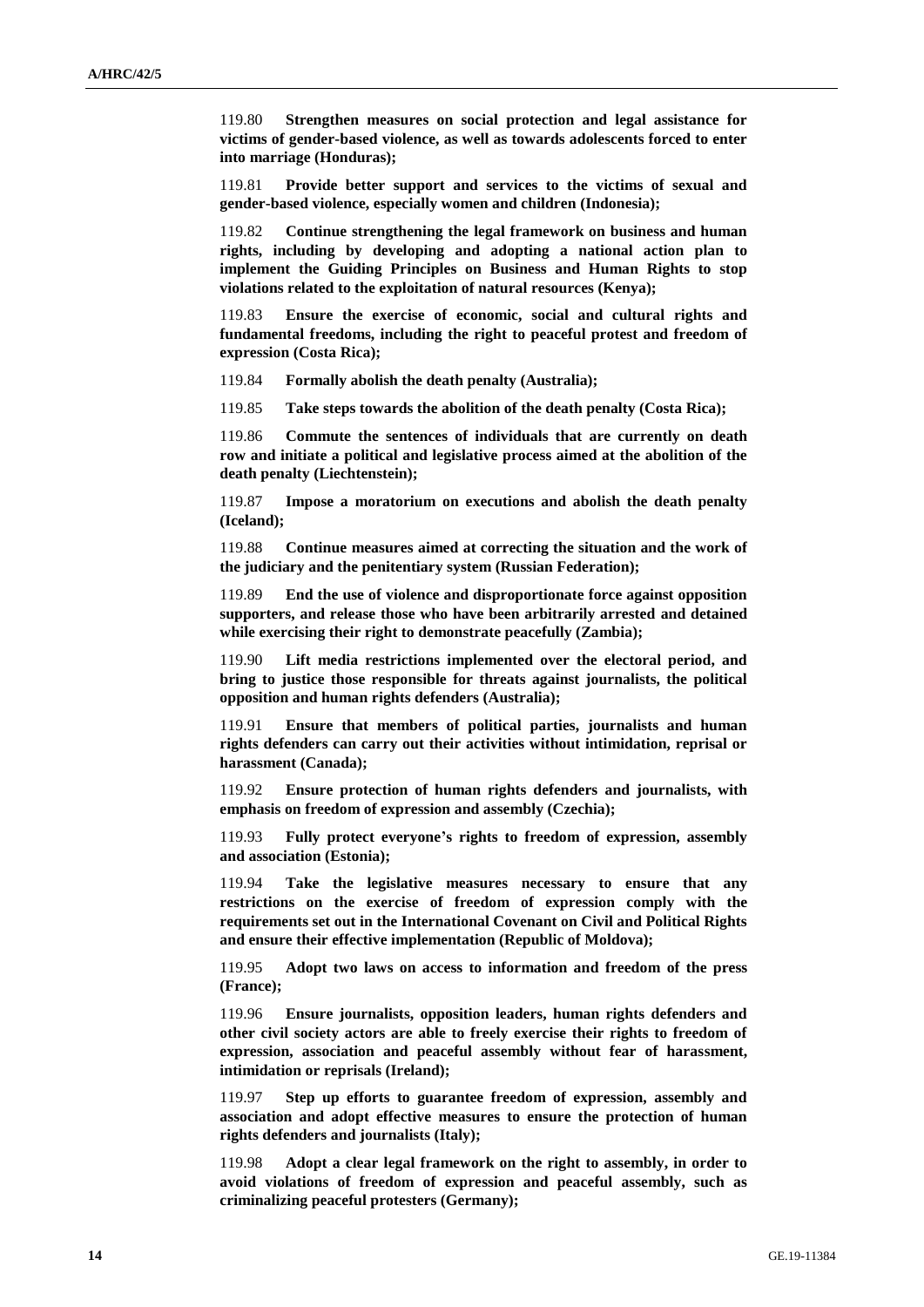119.80 **Strengthen measures on social protection and legal assistance for victims of gender-based violence, as well as towards adolescents forced to enter into marriage (Honduras);**

119.81 **Provide better support and services to the victims of sexual and gender-based violence, especially women and children (Indonesia);**

119.82 **Continue strengthening the legal framework on business and human rights, including by developing and adopting a national action plan to implement the Guiding Principles on Business and Human Rights to stop violations related to the exploitation of natural resources (Kenya);**

119.83 **Ensure the exercise of economic, social and cultural rights and fundamental freedoms, including the right to peaceful protest and freedom of expression (Costa Rica);**

119.84 **Formally abolish the death penalty (Australia);**

119.85 **Take steps towards the abolition of the death penalty (Costa Rica);**

119.86 **Commute the sentences of individuals that are currently on death row and initiate a political and legislative process aimed at the abolition of the death penalty (Liechtenstein);**

119.87 **Impose a moratorium on executions and abolish the death penalty (Iceland);**

119.88 **Continue measures aimed at correcting the situation and the work of the judiciary and the penitentiary system (Russian Federation);**

119.89 **End the use of violence and disproportionate force against opposition supporters, and release those who have been arbitrarily arrested and detained while exercising their right to demonstrate peacefully (Zambia);**

119.90 **Lift media restrictions implemented over the electoral period, and bring to justice those responsible for threats against journalists, the political opposition and human rights defenders (Australia);**

119.91 **Ensure that members of political parties, journalists and human rights defenders can carry out their activities without intimidation, reprisal or harassment (Canada);**

119.92 **Ensure protection of human rights defenders and journalists, with emphasis on freedom of expression and assembly (Czechia);**

119.93 **Fully protect everyone's rights to freedom of expression, assembly and association (Estonia);**

119.94 **Take the legislative measures necessary to ensure that any restrictions on the exercise of freedom of expression comply with the requirements set out in the International Covenant on Civil and Political Rights and ensure their effective implementation (Republic of Moldova);**

119.95 **Adopt two laws on access to information and freedom of the press (France);**

119.96 **Ensure journalists, opposition leaders, human rights defenders and other civil society actors are able to freely exercise their rights to freedom of expression, association and peaceful assembly without fear of harassment, intimidation or reprisals (Ireland);**

119.97 **Step up efforts to guarantee freedom of expression, assembly and association and adopt effective measures to ensure the protection of human rights defenders and journalists (Italy);**

119.98 **Adopt a clear legal framework on the right to assembly, in order to avoid violations of freedom of expression and peaceful assembly, such as criminalizing peaceful protesters (Germany);**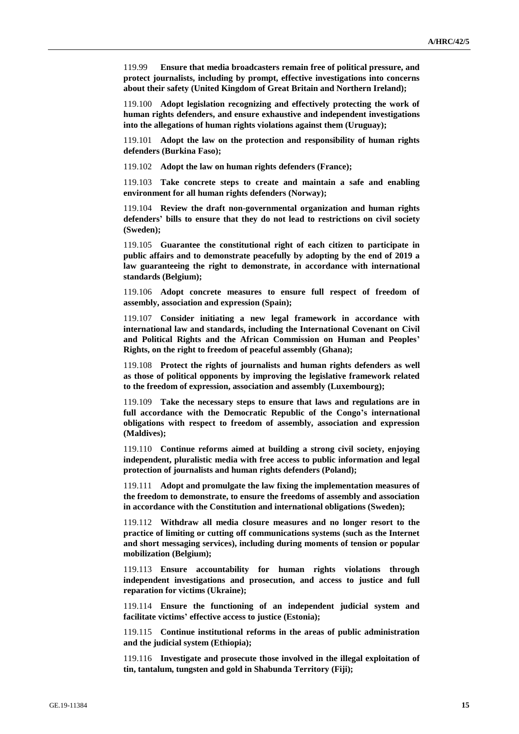119.99 **Ensure that media broadcasters remain free of political pressure, and protect journalists, including by prompt, effective investigations into concerns about their safety (United Kingdom of Great Britain and Northern Ireland);**

119.100 **Adopt legislation recognizing and effectively protecting the work of human rights defenders, and ensure exhaustive and independent investigations into the allegations of human rights violations against them (Uruguay);**

119.101 **Adopt the law on the protection and responsibility of human rights defenders (Burkina Faso);**

119.102 **Adopt the law on human rights defenders (France);**

119.103 **Take concrete steps to create and maintain a safe and enabling environment for all human rights defenders (Norway);**

119.104 **Review the draft non-governmental organization and human rights defenders' bills to ensure that they do not lead to restrictions on civil society (Sweden);**

119.105 **Guarantee the constitutional right of each citizen to participate in public affairs and to demonstrate peacefully by adopting by the end of 2019 a law guaranteeing the right to demonstrate, in accordance with international standards (Belgium);**

119.106 **Adopt concrete measures to ensure full respect of freedom of assembly, association and expression (Spain);**

119.107 **Consider initiating a new legal framework in accordance with international law and standards, including the International Covenant on Civil and Political Rights and the African Commission on Human and Peoples' Rights, on the right to freedom of peaceful assembly (Ghana);**

119.108 **Protect the rights of journalists and human rights defenders as well as those of political opponents by improving the legislative framework related to the freedom of expression, association and assembly (Luxembourg);**

119.109 **Take the necessary steps to ensure that laws and regulations are in full accordance with the Democratic Republic of the Congo's international obligations with respect to freedom of assembly, association and expression (Maldives);**

119.110 **Continue reforms aimed at building a strong civil society, enjoying independent, pluralistic media with free access to public information and legal protection of journalists and human rights defenders (Poland);**

119.111 **Adopt and promulgate the law fixing the implementation measures of the freedom to demonstrate, to ensure the freedoms of assembly and association in accordance with the Constitution and international obligations (Sweden);**

119.112 **Withdraw all media closure measures and no longer resort to the practice of limiting or cutting off communications systems (such as the Internet and short messaging services), including during moments of tension or popular mobilization (Belgium);**

119.113 **Ensure accountability for human rights violations through independent investigations and prosecution, and access to justice and full reparation for victims (Ukraine);**

119.114 **Ensure the functioning of an independent judicial system and facilitate victims' effective access to justice (Estonia);**

119.115 **Continue institutional reforms in the areas of public administration and the judicial system (Ethiopia);**

119.116 **Investigate and prosecute those involved in the illegal exploitation of tin, tantalum, tungsten and gold in Shabunda Territory (Fiji);**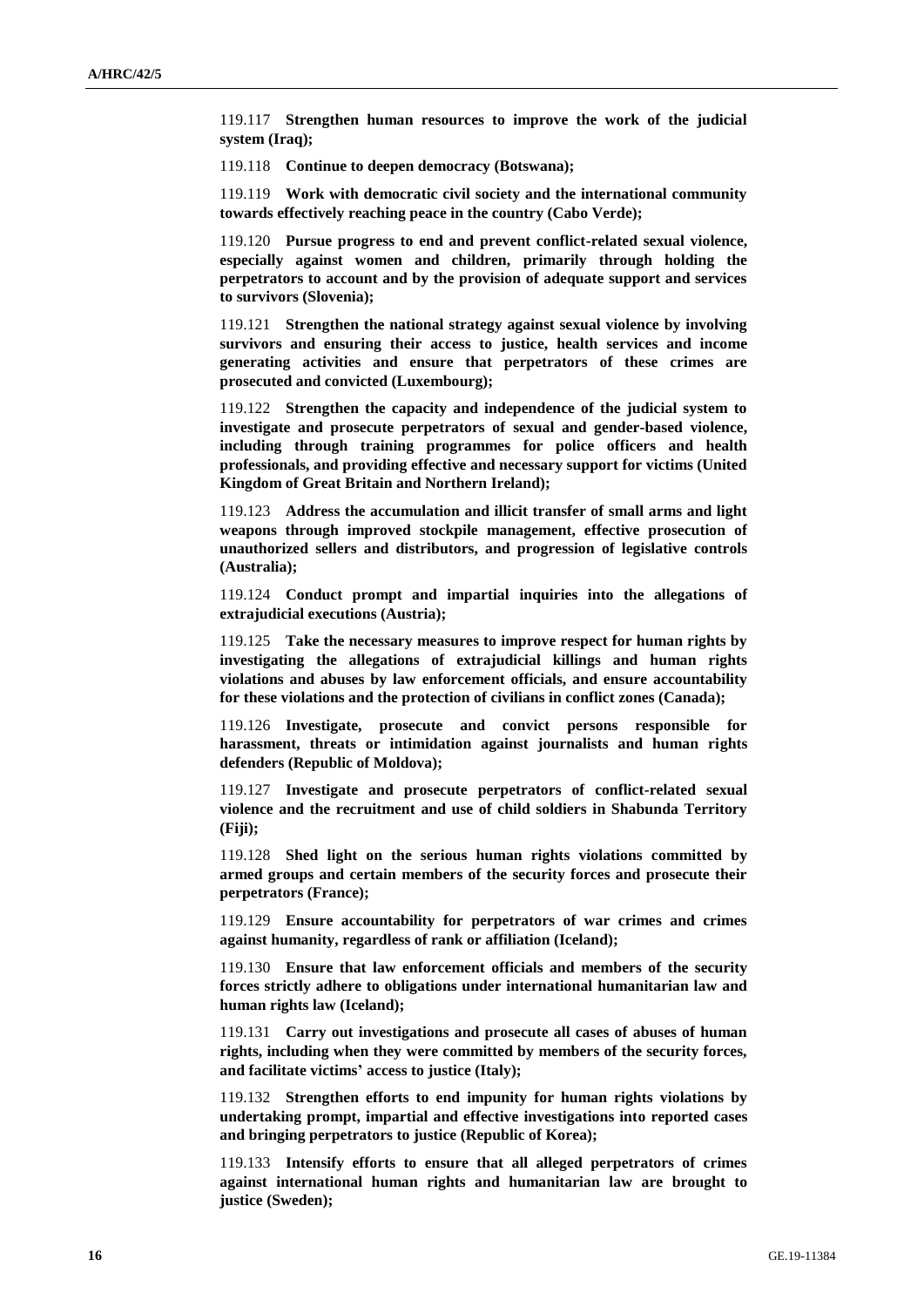119.117 **Strengthen human resources to improve the work of the judicial system (Iraq);**

119.118 **Continue to deepen democracy (Botswana);**

119.119 **Work with democratic civil society and the international community towards effectively reaching peace in the country (Cabo Verde);**

119.120 **Pursue progress to end and prevent conflict-related sexual violence, especially against women and children, primarily through holding the perpetrators to account and by the provision of adequate support and services to survivors (Slovenia);**

119.121 **Strengthen the national strategy against sexual violence by involving survivors and ensuring their access to justice, health services and income generating activities and ensure that perpetrators of these crimes are prosecuted and convicted (Luxembourg);**

119.122 **Strengthen the capacity and independence of the judicial system to investigate and prosecute perpetrators of sexual and gender-based violence, including through training programmes for police officers and health professionals, and providing effective and necessary support for victims (United Kingdom of Great Britain and Northern Ireland);**

119.123 **Address the accumulation and illicit transfer of small arms and light weapons through improved stockpile management, effective prosecution of unauthorized sellers and distributors, and progression of legislative controls (Australia);**

119.124 **Conduct prompt and impartial inquiries into the allegations of extrajudicial executions (Austria);**

119.125 **Take the necessary measures to improve respect for human rights by investigating the allegations of extrajudicial killings and human rights violations and abuses by law enforcement officials, and ensure accountability for these violations and the protection of civilians in conflict zones (Canada);**

119.126 **Investigate, prosecute and convict persons responsible for harassment, threats or intimidation against journalists and human rights defenders (Republic of Moldova);**

119.127 **Investigate and prosecute perpetrators of conflict-related sexual violence and the recruitment and use of child soldiers in Shabunda Territory (Fiji);**

119.128 **Shed light on the serious human rights violations committed by armed groups and certain members of the security forces and prosecute their perpetrators (France);**

119.129 **Ensure accountability for perpetrators of war crimes and crimes against humanity, regardless of rank or affiliation (Iceland);**

119.130 **Ensure that law enforcement officials and members of the security forces strictly adhere to obligations under international humanitarian law and human rights law (Iceland);**

119.131 **Carry out investigations and prosecute all cases of abuses of human rights, including when they were committed by members of the security forces, and facilitate victims' access to justice (Italy);**

119.132 **Strengthen efforts to end impunity for human rights violations by undertaking prompt, impartial and effective investigations into reported cases and bringing perpetrators to justice (Republic of Korea);**

119.133 **Intensify efforts to ensure that all alleged perpetrators of crimes against international human rights and humanitarian law are brought to justice (Sweden);**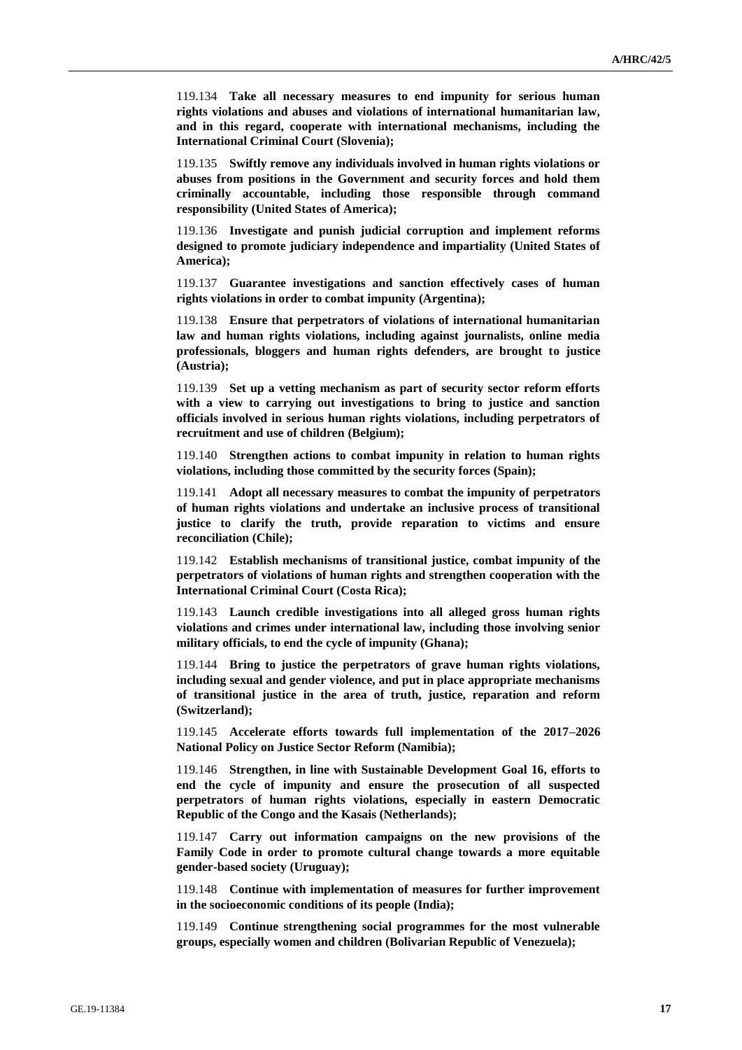119.134 **Take all necessary measures to end impunity for serious human rights violations and abuses and violations of international humanitarian law, and in this regard, cooperate with international mechanisms, including the International Criminal Court (Slovenia);**

119.135 **Swiftly remove any individuals involved in human rights violations or abuses from positions in the Government and security forces and hold them criminally accountable, including those responsible through command responsibility (United States of America);**

119.136 **Investigate and punish judicial corruption and implement reforms designed to promote judiciary independence and impartiality (United States of America);**

119.137 **Guarantee investigations and sanction effectively cases of human rights violations in order to combat impunity (Argentina);**

119.138 **Ensure that perpetrators of violations of international humanitarian law and human rights violations, including against journalists, online media professionals, bloggers and human rights defenders, are brought to justice (Austria);**

119.139 **Set up a vetting mechanism as part of security sector reform efforts with a view to carrying out investigations to bring to justice and sanction officials involved in serious human rights violations, including perpetrators of recruitment and use of children (Belgium);**

119.140 **Strengthen actions to combat impunity in relation to human rights violations, including those committed by the security forces (Spain);**

119.141 **Adopt all necessary measures to combat the impunity of perpetrators of human rights violations and undertake an inclusive process of transitional justice to clarify the truth, provide reparation to victims and ensure reconciliation (Chile);**

119.142 **Establish mechanisms of transitional justice, combat impunity of the perpetrators of violations of human rights and strengthen cooperation with the International Criminal Court (Costa Rica);**

119.143 **Launch credible investigations into all alleged gross human rights violations and crimes under international law, including those involving senior military officials, to end the cycle of impunity (Ghana);**

119.144 **Bring to justice the perpetrators of grave human rights violations, including sexual and gender violence, and put in place appropriate mechanisms of transitional justice in the area of truth, justice, reparation and reform (Switzerland);**

119.145 **Accelerate efforts towards full implementation of the 2017–2026 National Policy on Justice Sector Reform (Namibia);**

119.146 **Strengthen, in line with Sustainable Development Goal 16, efforts to end the cycle of impunity and ensure the prosecution of all suspected perpetrators of human rights violations, especially in eastern Democratic Republic of the Congo and the Kasais (Netherlands);**

119.147 **Carry out information campaigns on the new provisions of the Family Code in order to promote cultural change towards a more equitable gender-based society (Uruguay);**

119.148 **Continue with implementation of measures for further improvement in the socioeconomic conditions of its people (India);**

119.149 **Continue strengthening social programmes for the most vulnerable groups, especially women and children (Bolivarian Republic of Venezuela);**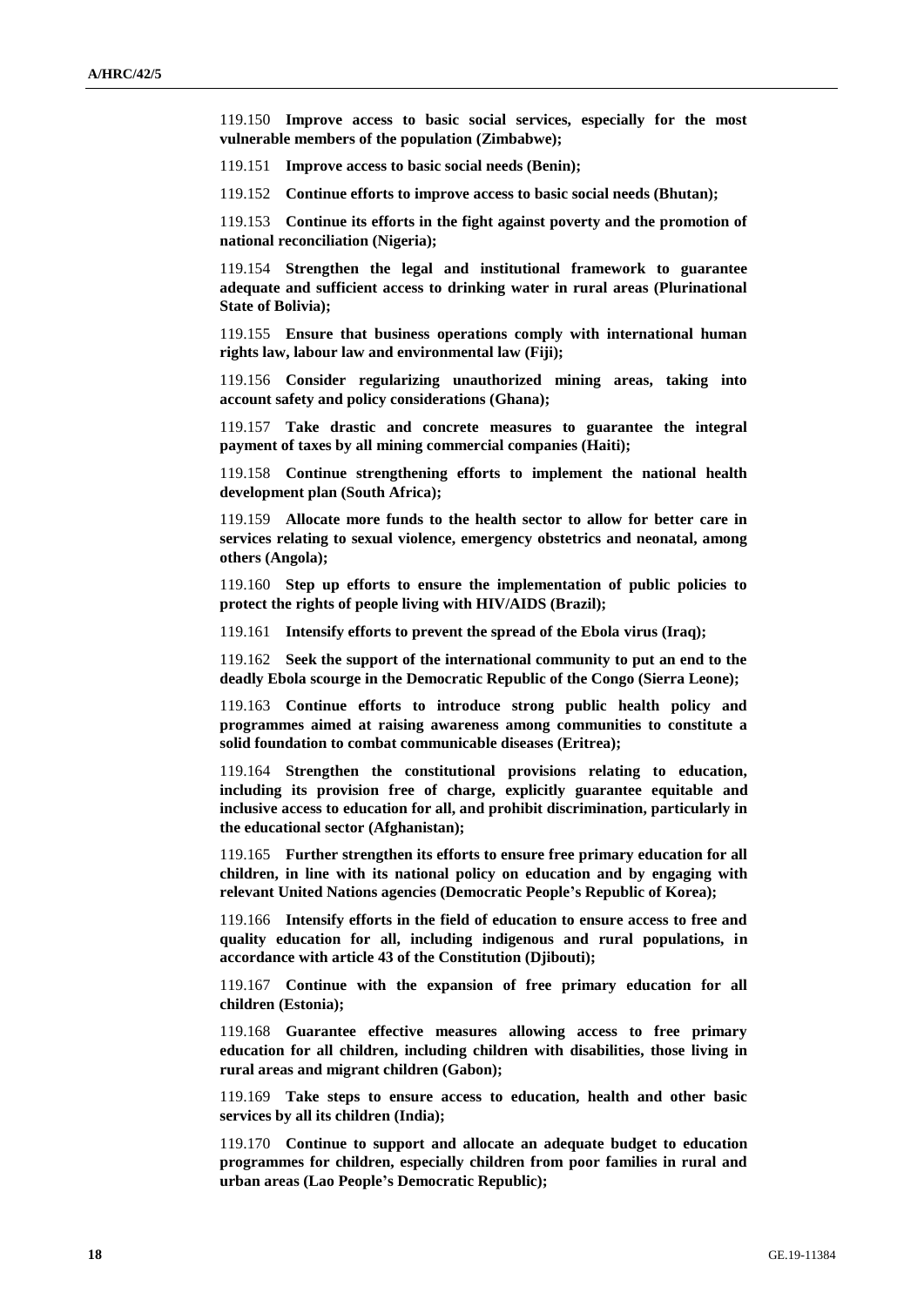119.150 **Improve access to basic social services, especially for the most vulnerable members of the population (Zimbabwe);**

119.151 **Improve access to basic social needs (Benin);**

119.152 **Continue efforts to improve access to basic social needs (Bhutan);**

119.153 **Continue its efforts in the fight against poverty and the promotion of national reconciliation (Nigeria);**

119.154 **Strengthen the legal and institutional framework to guarantee adequate and sufficient access to drinking water in rural areas (Plurinational State of Bolivia);**

119.155 **Ensure that business operations comply with international human rights law, labour law and environmental law (Fiji);**

119.156 **Consider regularizing unauthorized mining areas, taking into account safety and policy considerations (Ghana);**

119.157 **Take drastic and concrete measures to guarantee the integral payment of taxes by all mining commercial companies (Haiti);**

119.158 **Continue strengthening efforts to implement the national health development plan (South Africa);**

119.159 **Allocate more funds to the health sector to allow for better care in services relating to sexual violence, emergency obstetrics and neonatal, among others (Angola);**

119.160 **Step up efforts to ensure the implementation of public policies to protect the rights of people living with HIV/AIDS (Brazil);**

119.161 **Intensify efforts to prevent the spread of the Ebola virus (Iraq);**

119.162 **Seek the support of the international community to put an end to the deadly Ebola scourge in the Democratic Republic of the Congo (Sierra Leone);**

119.163 **Continue efforts to introduce strong public health policy and programmes aimed at raising awareness among communities to constitute a solid foundation to combat communicable diseases (Eritrea);**

119.164 **Strengthen the constitutional provisions relating to education, including its provision free of charge, explicitly guarantee equitable and inclusive access to education for all, and prohibit discrimination, particularly in the educational sector (Afghanistan);**

119.165 **Further strengthen its efforts to ensure free primary education for all children, in line with its national policy on education and by engaging with relevant United Nations agencies (Democratic People's Republic of Korea);**

119.166 **Intensify efforts in the field of education to ensure access to free and quality education for all, including indigenous and rural populations, in accordance with article 43 of the Constitution (Djibouti);**

119.167 **Continue with the expansion of free primary education for all children (Estonia);**

119.168 **Guarantee effective measures allowing access to free primary education for all children, including children with disabilities, those living in rural areas and migrant children (Gabon);**

119.169 **Take steps to ensure access to education, health and other basic services by all its children (India);**

119.170 **Continue to support and allocate an adequate budget to education programmes for children, especially children from poor families in rural and urban areas (Lao People's Democratic Republic);**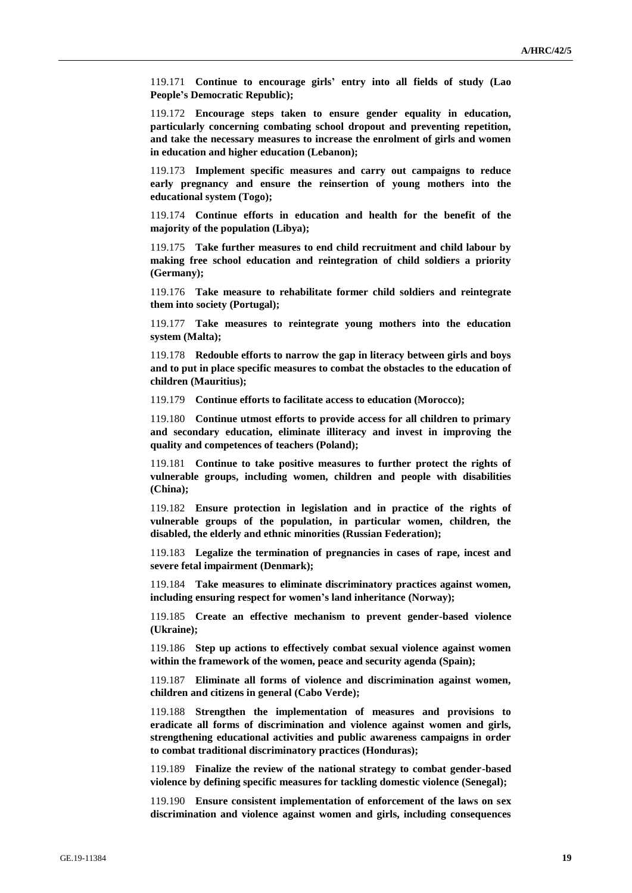119.171 **Continue to encourage girls' entry into all fields of study (Lao People's Democratic Republic);**

119.172 **Encourage steps taken to ensure gender equality in education, particularly concerning combating school dropout and preventing repetition, and take the necessary measures to increase the enrolment of girls and women in education and higher education (Lebanon);**

119.173 **Implement specific measures and carry out campaigns to reduce early pregnancy and ensure the reinsertion of young mothers into the educational system (Togo);**

119.174 **Continue efforts in education and health for the benefit of the majority of the population (Libya);**

119.175 **Take further measures to end child recruitment and child labour by making free school education and reintegration of child soldiers a priority (Germany);**

119.176 **Take measure to rehabilitate former child soldiers and reintegrate them into society (Portugal);**

119.177 **Take measures to reintegrate young mothers into the education system (Malta);**

119.178 **Redouble efforts to narrow the gap in literacy between girls and boys and to put in place specific measures to combat the obstacles to the education of children (Mauritius);**

119.179 **Continue efforts to facilitate access to education (Morocco);**

119.180 **Continue utmost efforts to provide access for all children to primary and secondary education, eliminate illiteracy and invest in improving the quality and competences of teachers (Poland);**

119.181 **Continue to take positive measures to further protect the rights of vulnerable groups, including women, children and people with disabilities (China);**

119.182 **Ensure protection in legislation and in practice of the rights of vulnerable groups of the population, in particular women, children, the disabled, the elderly and ethnic minorities (Russian Federation);**

119.183 **Legalize the termination of pregnancies in cases of rape, incest and severe fetal impairment (Denmark);**

119.184 **Take measures to eliminate discriminatory practices against women, including ensuring respect for women's land inheritance (Norway);**

119.185 **Create an effective mechanism to prevent gender-based violence (Ukraine);**

119.186 **Step up actions to effectively combat sexual violence against women within the framework of the women, peace and security agenda (Spain);**

119.187 **Eliminate all forms of violence and discrimination against women, children and citizens in general (Cabo Verde);**

119.188 **Strengthen the implementation of measures and provisions to eradicate all forms of discrimination and violence against women and girls, strengthening educational activities and public awareness campaigns in order to combat traditional discriminatory practices (Honduras);**

119.189 **Finalize the review of the national strategy to combat gender-based violence by defining specific measures for tackling domestic violence (Senegal);**

119.190 **Ensure consistent implementation of enforcement of the laws on sex discrimination and violence against women and girls, including consequences**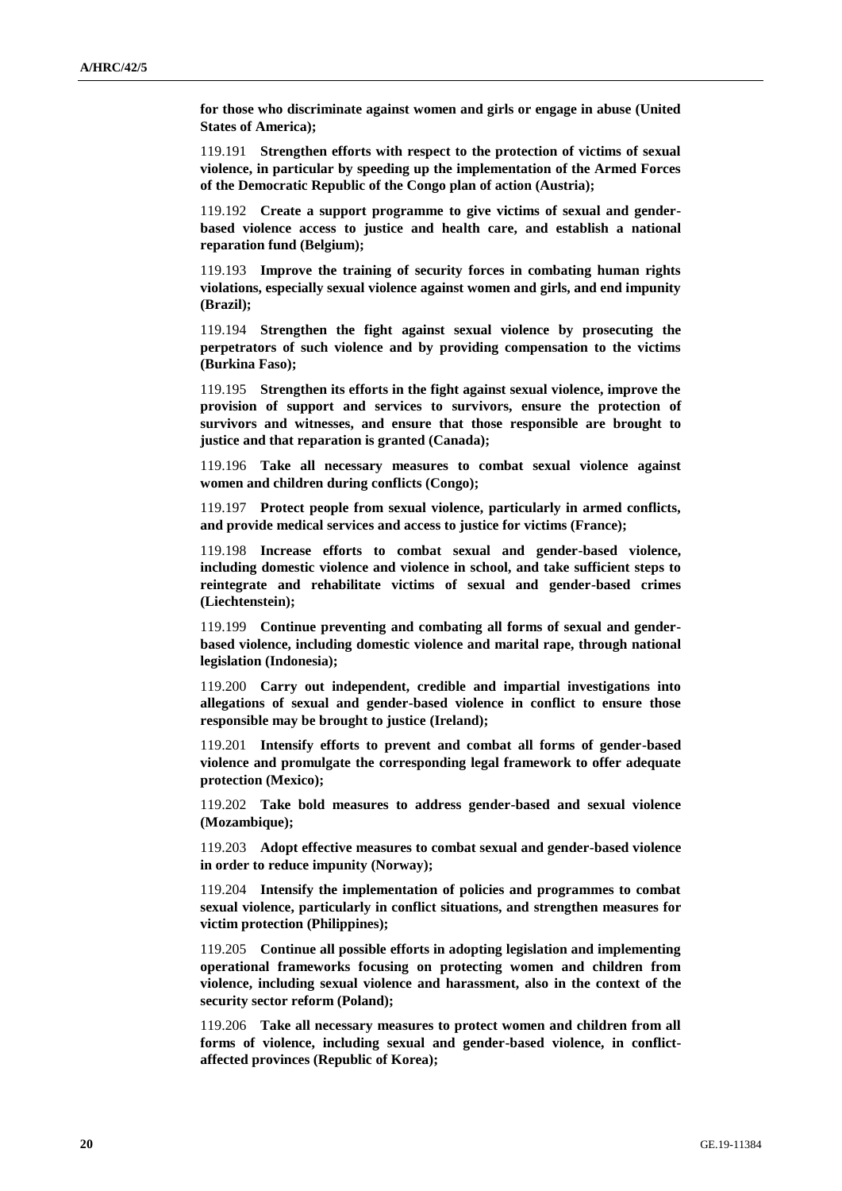**for those who discriminate against women and girls or engage in abuse (United States of America);**

119.191 **Strengthen efforts with respect to the protection of victims of sexual violence, in particular by speeding up the implementation of the Armed Forces of the Democratic Republic of the Congo plan of action (Austria);**

119.192 **Create a support programme to give victims of sexual and gender-based violence access to justice and health care, and establish a national reparation fund (Belgium);**

119.193 **Improve the training of security forces in combating human rights violations, especially sexual violence against women and girls, and end impunity (Brazil);**

119.194 **Strengthen the fight against sexual violence by prosecuting the perpetrators of such violence and by providing compensation to the victims (Burkina Faso);**

119.195 **Strengthen its efforts in the fight against sexual violence, improve the provision of support and services to survivors, ensure the protection of survivors and witnesses, and ensure that those responsible are brought to justice and that reparation is granted (Canada);**

119.196 **Take all necessary measures to combat sexual violence against women and children during conflicts (Congo);**

119.197 **Protect people from sexual violence, particularly in armed conflicts, and provide medical services and access to justice for victims (France);**

119.198 **Increase efforts to combat sexual and gender-based violence, including domestic violence and violence in school, and take sufficient steps to reintegrate and rehabilitate victims of sexual and gender-based crimes (Liechtenstein);**

119.199 **Continue preventing and combating all forms of sexual and gender-based violence, including domestic violence and marital rape, through national legislation (Indonesia);**

119.200 **Carry out independent, credible and impartial investigations into allegations of sexual and gender-based violence in conflict to ensure those responsible may be brought to justice (Ireland);**

119.201 **Intensify efforts to prevent and combat all forms of gender-based violence and promulgate the corresponding legal framework to offer adequate protection (Mexico);**

119.202 **Take bold measures to address gender-based and sexual violence (Mozambique);**

119.203 **Adopt effective measures to combat sexual and gender-based violence in order to reduce impunity (Norway);**

119.204 **Intensify the implementation of policies and programmes to combat sexual violence, particularly in conflict situations, and strengthen measures for victim protection (Philippines);**

119.205 **Continue all possible efforts in adopting legislation and implementing operational frameworks focusing on protecting women and children from violence, including sexual violence and harassment, also in the context of the security sector reform (Poland);**

119.206 **Take all necessary measures to protect women and children from all forms of violence, including sexual and gender-based violence, in conflict-affected provinces (Republic of Korea);**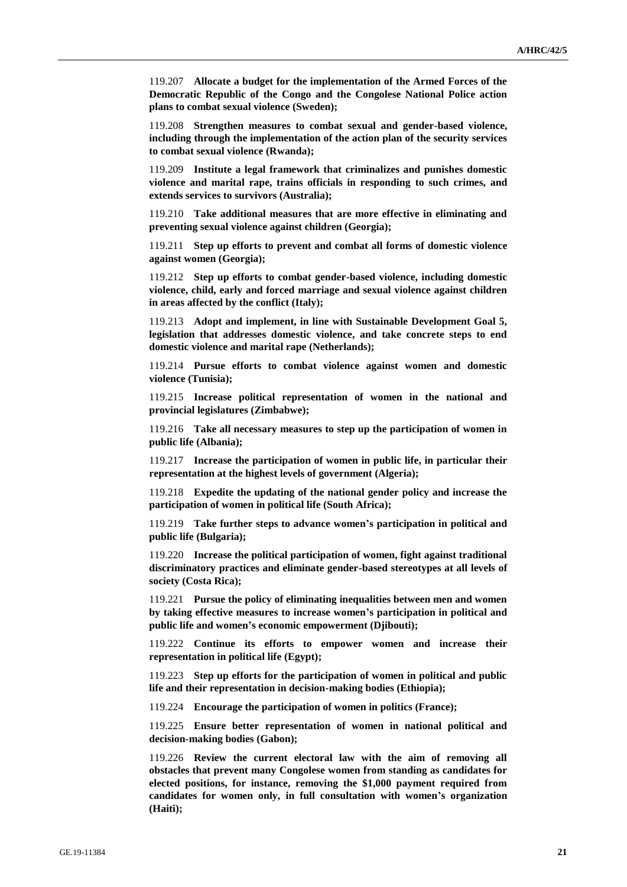119.207 **Allocate a budget for the implementation of the Armed Forces of the Democratic Republic of the Congo and the Congolese National Police action plans to combat sexual violence (Sweden);**

119.208 **Strengthen measures to combat sexual and gender-based violence, including through the implementation of the action plan of the security services to combat sexual violence (Rwanda);**

119.209 **Institute a legal framework that criminalizes and punishes domestic violence and marital rape, trains officials in responding to such crimes, and extends services to survivors (Australia);**

119.210 **Take additional measures that are more effective in eliminating and preventing sexual violence against children (Georgia);**

119.211 **Step up efforts to prevent and combat all forms of domestic violence against women (Georgia);**

119.212 **Step up efforts to combat gender-based violence, including domestic violence, child, early and forced marriage and sexual violence against children in areas affected by the conflict (Italy);**

119.213 **Adopt and implement, in line with Sustainable Development Goal 5, legislation that addresses domestic violence, and take concrete steps to end domestic violence and marital rape (Netherlands);**

119.214 **Pursue efforts to combat violence against women and domestic violence (Tunisia);**

119.215 **Increase political representation of women in the national and provincial legislatures (Zimbabwe);**

119.216 **Take all necessary measures to step up the participation of women in public life (Albania);**

119.217 **Increase the participation of women in public life, in particular their representation at the highest levels of government (Algeria);**

119.218 **Expedite the updating of the national gender policy and increase the participation of women in political life (South Africa);**

119.219 **Take further steps to advance women's participation in political and public life (Bulgaria);**

119.220 **Increase the political participation of women, fight against traditional discriminatory practices and eliminate gender-based stereotypes at all levels of society (Costa Rica);**

119.221 **Pursue the policy of eliminating inequalities between men and women by taking effective measures to increase women's participation in political and public life and women's economic empowerment (Djibouti);**

119.222 **Continue its efforts to empower women and increase their representation in political life (Egypt);**

119.223 **Step up efforts for the participation of women in political and public life and their representation in decision-making bodies (Ethiopia);**

119.224 **Encourage the participation of women in politics (France);**

119.225 **Ensure better representation of women in national political and decision-making bodies (Gabon);**

119.226 **Review the current electoral law with the aim of removing all obstacles that prevent many Congolese women from standing as candidates for elected positions, for instance, removing the $1,000 payment required from candidates for women only, in full consultation with women's organization (Haiti);**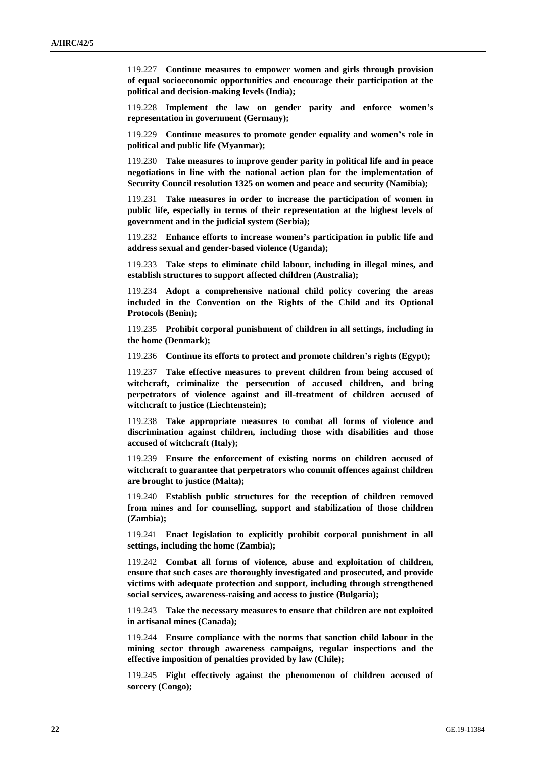119.227 **Continue measures to empower women and girls through provision of equal socioeconomic opportunities and encourage their participation at the political and decision-making levels (India);**

119.228 **Implement the law on gender parity and enforce women's representation in government (Germany);**

119.229 **Continue measures to promote gender equality and women's role in political and public life (Myanmar);**

119.230 **Take measures to improve gender parity in political life and in peace negotiations in line with the national action plan for the implementation of Security Council resolution 1325 on women and peace and security (Namibia);**

119.231 **Take measures in order to increase the participation of women in public life, especially in terms of their representation at the highest levels of government and in the judicial system (Serbia);**

119.232 **Enhance efforts to increase women's participation in public life and address sexual and gender-based violence (Uganda);**

119.233 **Take steps to eliminate child labour, including in illegal mines, and establish structures to support affected children (Australia);**

119.234 **Adopt a comprehensive national child policy covering the areas included in the Convention on the Rights of the Child and its Optional Protocols (Benin);**

119.235 **Prohibit corporal punishment of children in all settings, including in the home (Denmark);**

119.236 **Continue its efforts to protect and promote children's rights (Egypt);**

119.237 **Take effective measures to prevent children from being accused of witchcraft, criminalize the persecution of accused children, and bring perpetrators of violence against and ill-treatment of children accused of witchcraft to justice (Liechtenstein);**

119.238 **Take appropriate measures to combat all forms of violence and discrimination against children, including those with disabilities and those accused of witchcraft (Italy);**

119.239 **Ensure the enforcement of existing norms on children accused of witchcraft to guarantee that perpetrators who commit offences against children are brought to justice (Malta);**

119.240 **Establish public structures for the reception of children removed from mines and for counselling, support and stabilization of those children (Zambia);**

119.241 **Enact legislation to explicitly prohibit corporal punishment in all settings, including the home (Zambia);**

119.242 **Combat all forms of violence, abuse and exploitation of children, ensure that such cases are thoroughly investigated and prosecuted, and provide victims with adequate protection and support, including through strengthened social services, awareness-raising and access to justice (Bulgaria);**

119.243 **Take the necessary measures to ensure that children are not exploited in artisanal mines (Canada);**

119.244 **Ensure compliance with the norms that sanction child labour in the mining sector through awareness campaigns, regular inspections and the effective imposition of penalties provided by law (Chile);**

119.245 **Fight effectively against the phenomenon of children accused of sorcery (Congo);**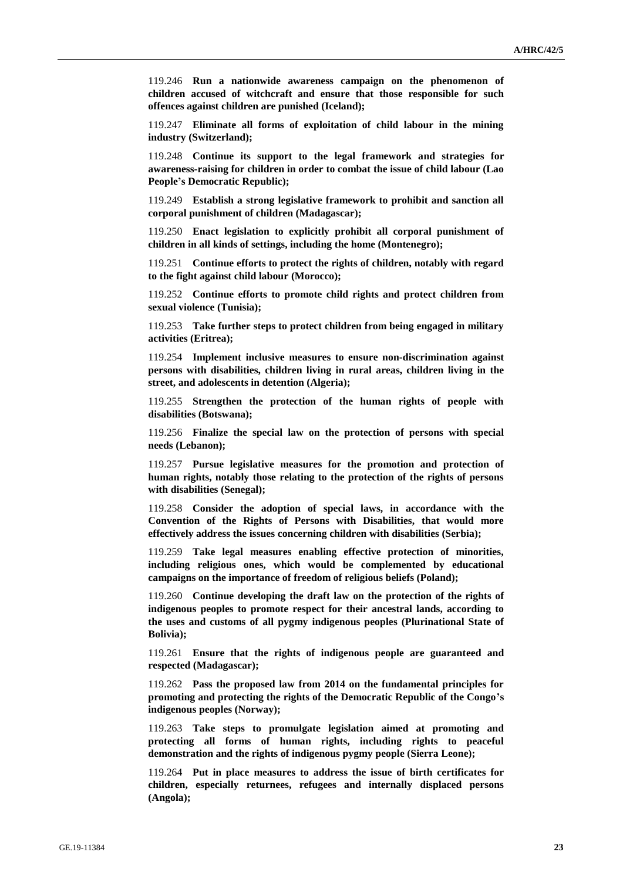119.246 **Run a nationwide awareness campaign on the phenomenon of children accused of witchcraft and ensure that those responsible for such offences against children are punished (Iceland);**

119.247 **Eliminate all forms of exploitation of child labour in the mining industry (Switzerland);**

119.248 **Continue its support to the legal framework and strategies for awareness-raising for children in order to combat the issue of child labour (Lao People's Democratic Republic);**

119.249 **Establish a strong legislative framework to prohibit and sanction all corporal punishment of children (Madagascar);**

119.250 **Enact legislation to explicitly prohibit all corporal punishment of children in all kinds of settings, including the home (Montenegro);**

119.251 **Continue efforts to protect the rights of children, notably with regard to the fight against child labour (Morocco);**

119.252 **Continue efforts to promote child rights and protect children from sexual violence (Tunisia);**

119.253 **Take further steps to protect children from being engaged in military activities (Eritrea);**

119.254 **Implement inclusive measures to ensure non-discrimination against persons with disabilities, children living in rural areas, children living in the street, and adolescents in detention (Algeria);**

119.255 **Strengthen the protection of the human rights of people with disabilities (Botswana);**

119.256 **Finalize the special law on the protection of persons with special needs (Lebanon);**

119.257 **Pursue legislative measures for the promotion and protection of human rights, notably those relating to the protection of the rights of persons with disabilities (Senegal);**

119.258 **Consider the adoption of special laws, in accordance with the Convention of the Rights of Persons with Disabilities, that would more effectively address the issues concerning children with disabilities (Serbia);**

119.259 **Take legal measures enabling effective protection of minorities, including religious ones, which would be complemented by educational campaigns on the importance of freedom of religious beliefs (Poland);**

119.260 **Continue developing the draft law on the protection of the rights of indigenous peoples to promote respect for their ancestral lands, according to the uses and customs of all pygmy indigenous peoples (Plurinational State of Bolivia);**

119.261 **Ensure that the rights of indigenous people are guaranteed and respected (Madagascar);**

119.262 **Pass the proposed law from 2014 on the fundamental principles for promoting and protecting the rights of the Democratic Republic of the Congo's indigenous peoples (Norway);**

119.263 **Take steps to promulgate legislation aimed at promoting and protecting all forms of human rights, including rights to peaceful demonstration and the rights of indigenous pygmy people (Sierra Leone);**

119.264 **Put in place measures to address the issue of birth certificates for children, especially returnees, refugees and internally displaced persons (Angola);**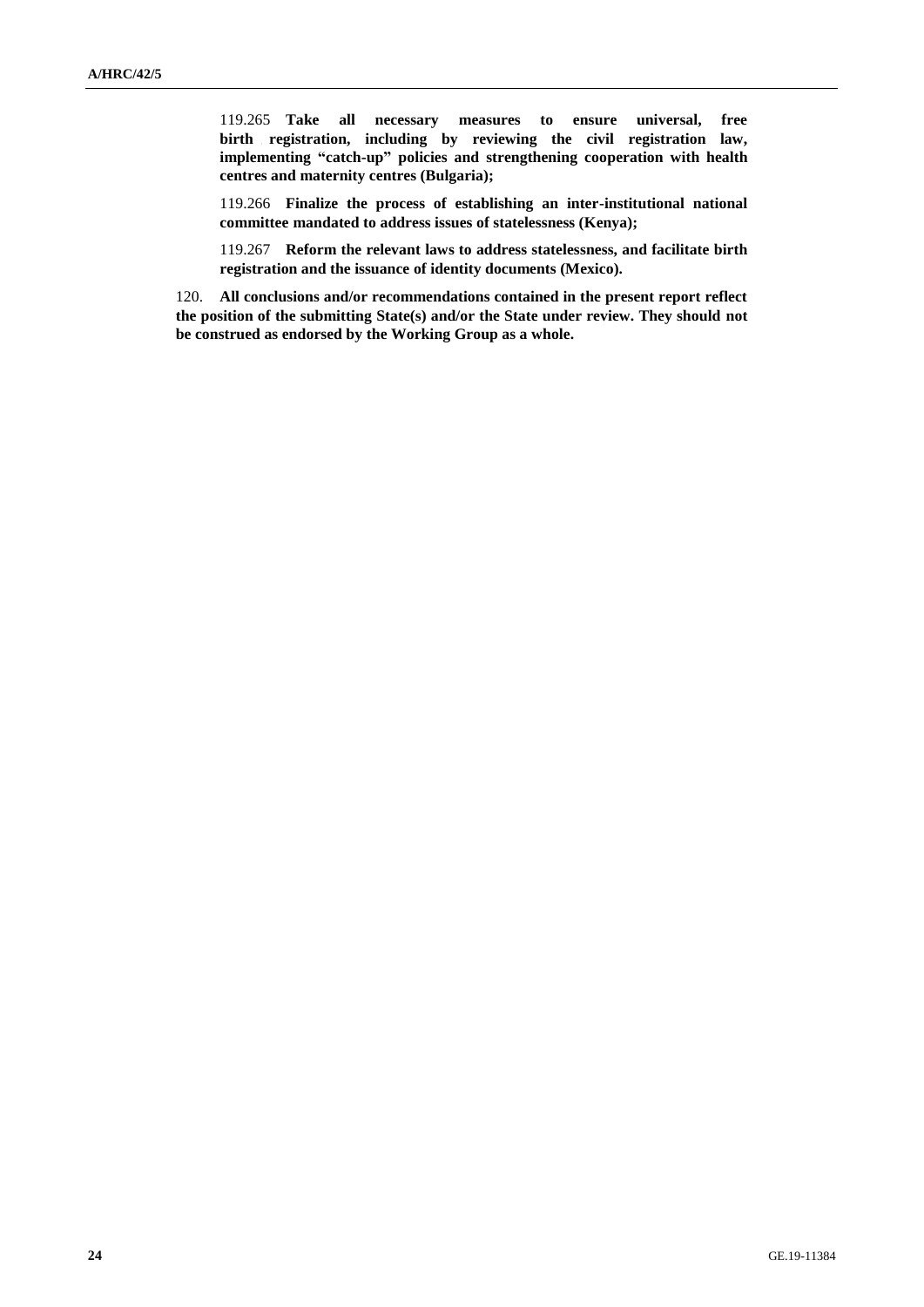119.265 **Take all necessary measures to ensure universal, free birth registration, including by reviewing the civil registration law, implementing "catch-up" policies and strengthening cooperation with health centres and maternity centres (Bulgaria);**

119.266 **Finalize the process of establishing an inter-institutional national committee mandated to address issues of statelessness (Kenya);**

119.267 **Reform the relevant laws to address statelessness, and facilitate birth registration and the issuance of identity documents (Mexico).**

120. **All conclusions and/or recommendations contained in the present report reflect the position of the submitting State(s) and/or the State under review. They should not be construed as endorsed by the Working Group as a whole.**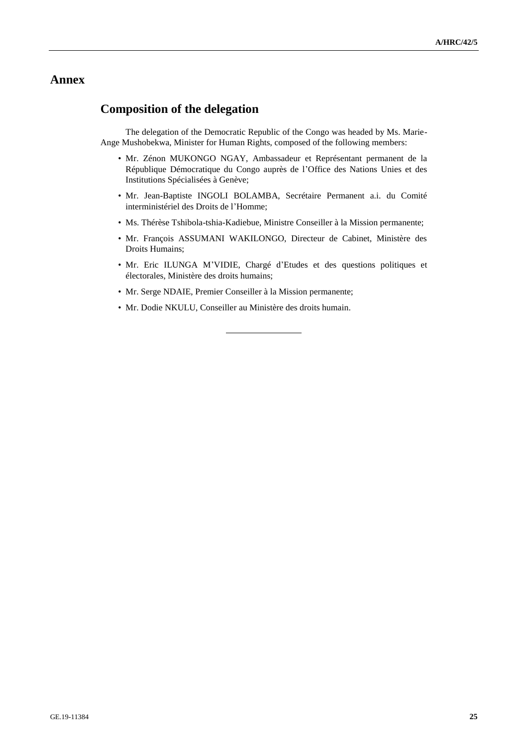# Annex

## Composition of the delegation

The delegation of the Democratic Republic of the Congo was headed by Ms. Marie-Ange Mushobekwa, Minister for Human Rights, composed of the following members:

- Mr. Zénon MUKONGO NGAY, Ambassadeur et Représentant permanent de la République Démocratique du Congo auprès de l'Office des Nations Unies et des Institutions Spécialisées à Genève;
- Mr. Jean-Baptiste INGOLI BOLAMBA, Secrétaire Permanent a.i. du Comité interministériel des Droits de l'Homme;
- Ms. Thérèse Tshibola-tshia-Kadiebue, Ministre Conseiller à la Mission permanente;
- Mr. François ASSUMANI WAKILONGO, Directeur de Cabinet, Ministère des Droits Humains;
- Mr. Eric ILUNGA M'VIDIE, Chargé d'Etudes et des questions politiques et électorales, Ministère des droits humains;
- Mr. Serge NDAIE, Premier Conseiller à la Mission permanente;
- Mr. Dodie NKULU, Conseiller au Ministère des droits humain.